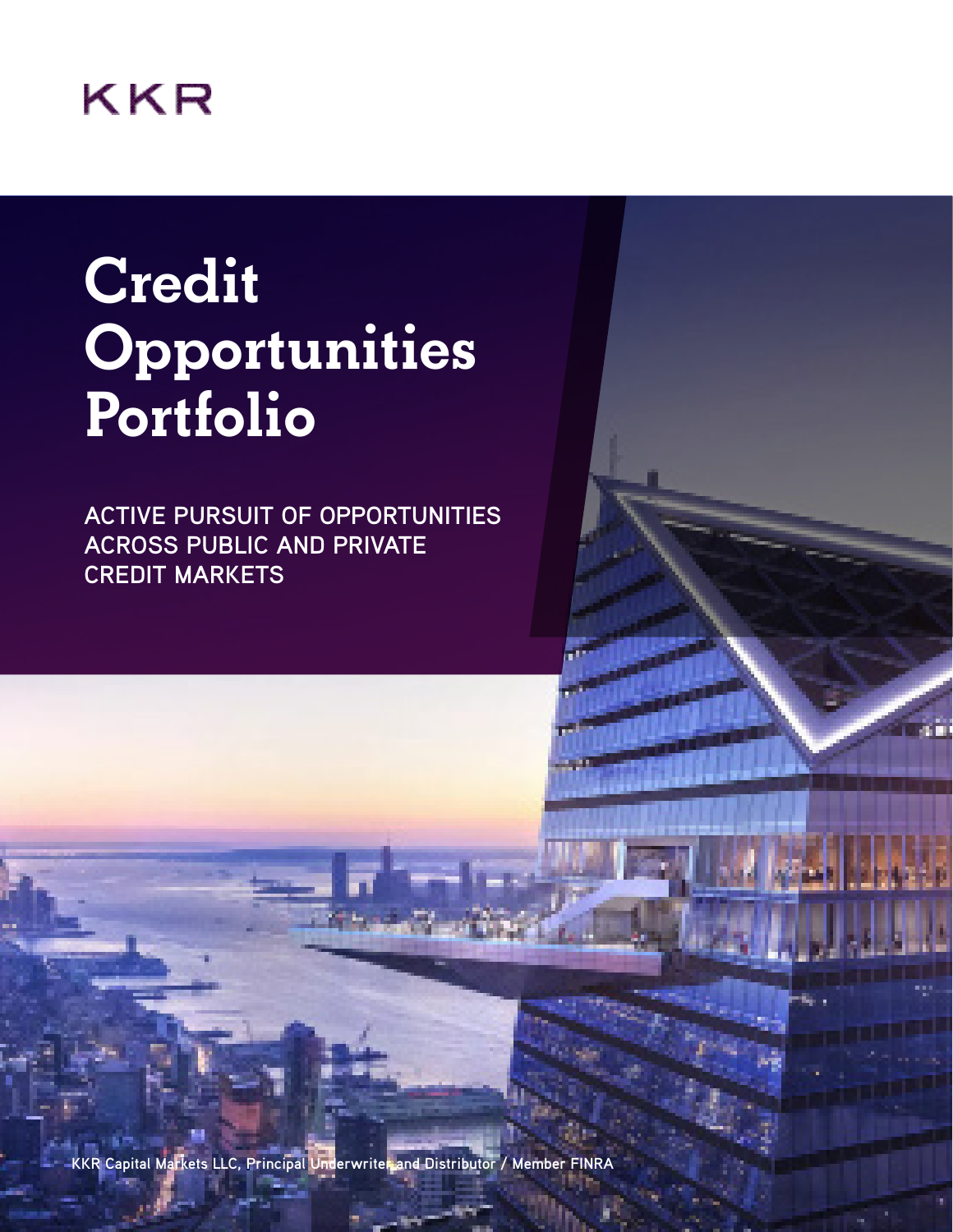KKR

# Credit Opportunities Portfolio

ACTIVE PURSUIT OF OPPORTUNITIES ACROSS PUBLIC AND PRIVATE CREDIT MARKETS

KKR Capital Markets LLC, Principal Underwriter and Distributor / Member FINRA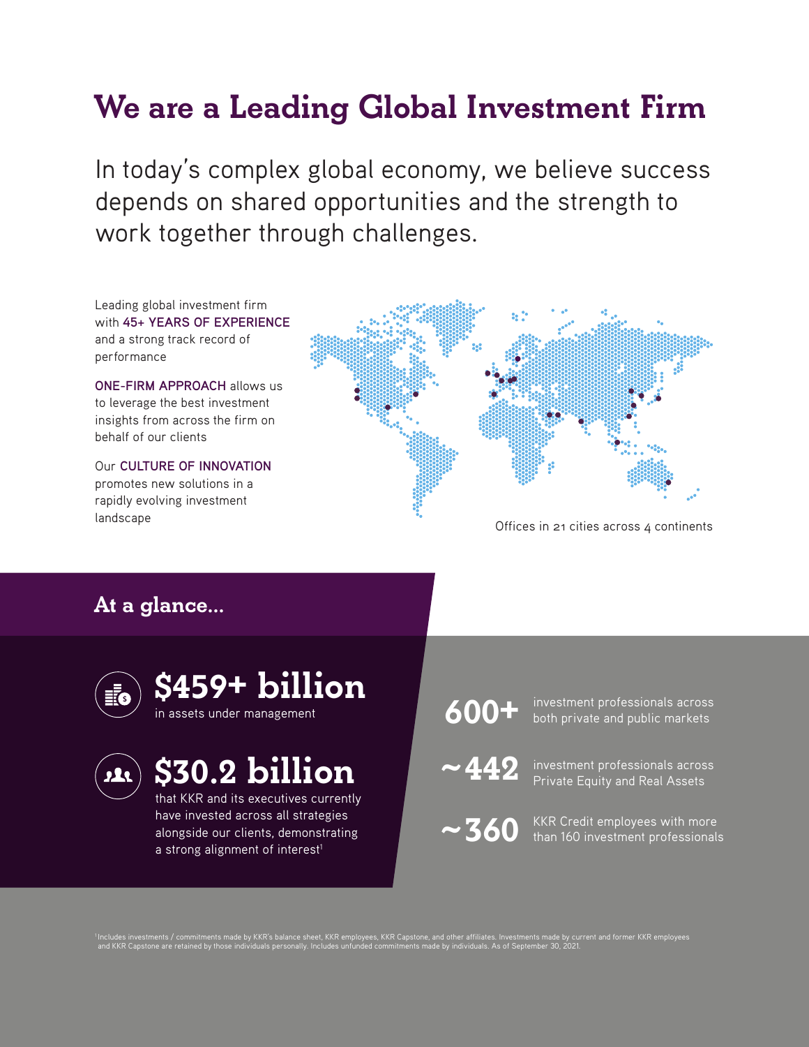# We are a Leading Global Investment Firm

In today's complex global economy, we believe success depends on shared opportunities and the strength to work together through challenges.

Leading global investment firm with **45+ YEARS OF EXPERIENCE** and a strong track record of performance

**ONE-FIRM APPROACH** allows us to leverage the best investment insights from across the firm on behalf of our clients

Our **CULTURE OF INNOVATION** promotes new solutions in a rapidly evolving investment landscape

Offices in 21 cities across 4 continents

## At a glance...

**$459+ billion**
in assets under management

**$30.2 billion**
that KKR and its executives currently have invested across all strategies alongside our clients, demonstrating a strong alignment of interest[1]

**600+** investment professionals across both private and public markets

**~442** investment professionals across Private Equity and Real Assets

**~360** KKR Credit employees with more than 160 investment professionals

[1] Includes investments / commitments made by KKR's balance sheet, KKR employees, KKR Capstone, and other affiliates. Investments made by current and former KKR employees and KKR Capstone are retained by those individuals personally. Includes unfunded commitments made by individuals. As of September 30, 2021.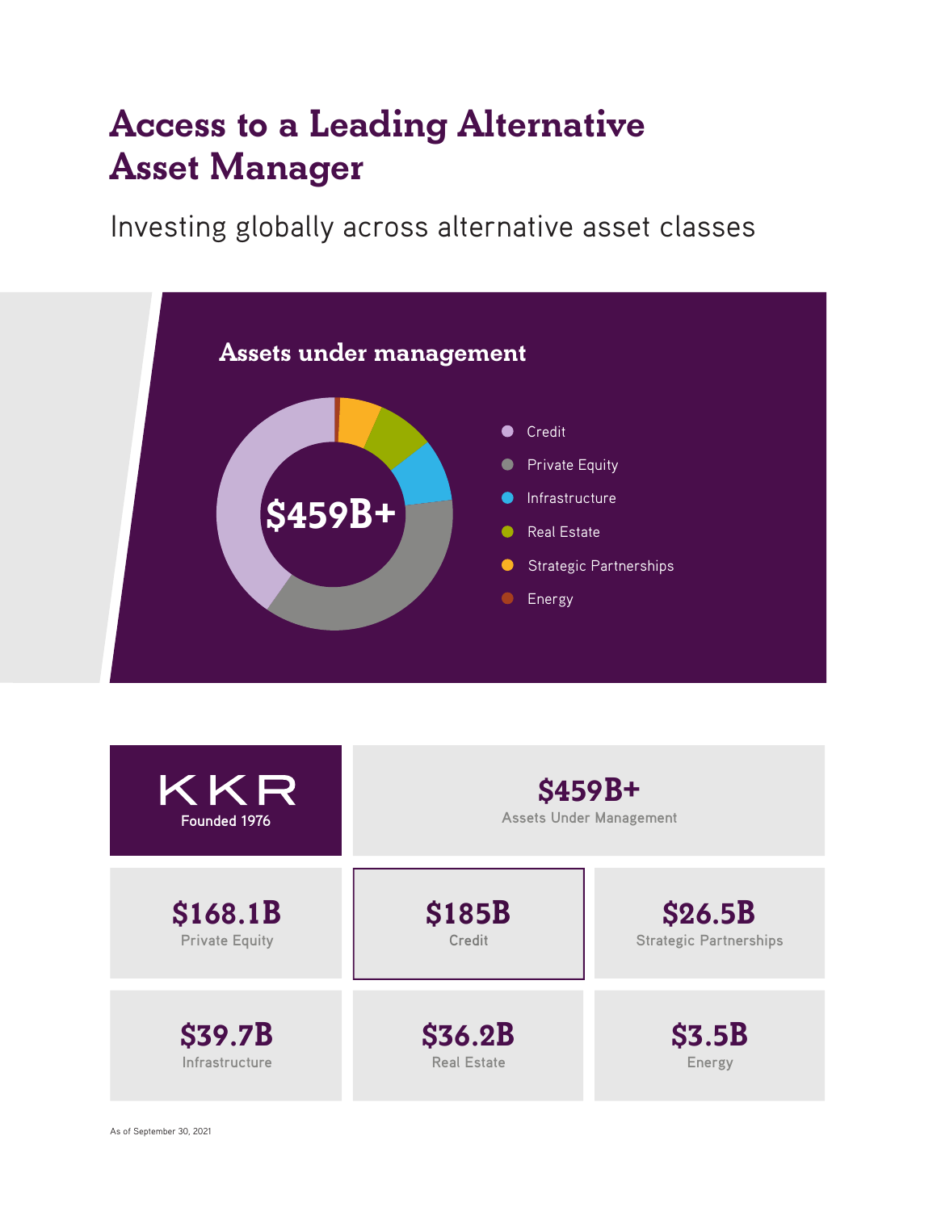# Access to a Leading Alternative Asset Manager

Investing globally across alternative asset classes

## Assets under management

$459B+

- Credit
- Private Equity
- Infrastructure
- Real Estate
- Strategic Partnerships
- Energy

**KKR**
Founded 1976

**$459B+**
Assets Under Management

| | | |
|---|---|---|
| **$168.1B** Private Equity | **$185B** Credit | **$26.5B** Strategic Partnerships |
| **$39.7B** Infrastructure | **$36.2B** Real Estate | **$3.5B** Energy |

As of September 30, 2021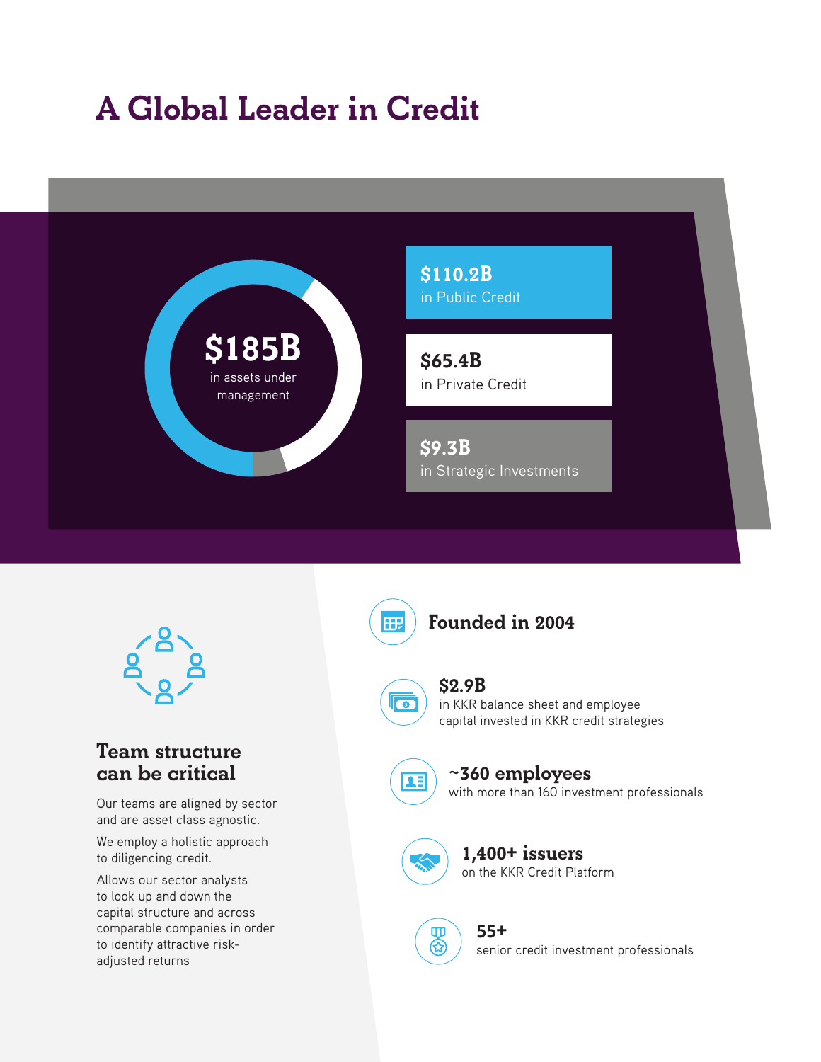# A Global Leader in Credit

**$185B**
in assets under management

**$110.2B**
in Public Credit

**$65.4B**
in Private Credit

**$9.3B**
in Strategic Investments

## Team structure can be critical

Our teams are aligned by sector and are asset class agnostic.

We employ a holistic approach to diligencing credit.

Allows our sector analysts to look up and down the capital structure and across comparable companies in order to identify attractive risk-adjusted returns

**Founded in 2004**

**$2.9B**
in KKR balance sheet and employee capital invested in KKR credit strategies

**~360 employees**
with more than 160 investment professionals

**1,400+ issuers**
on the KKR Credit Platform

**55+**
senior credit investment professionals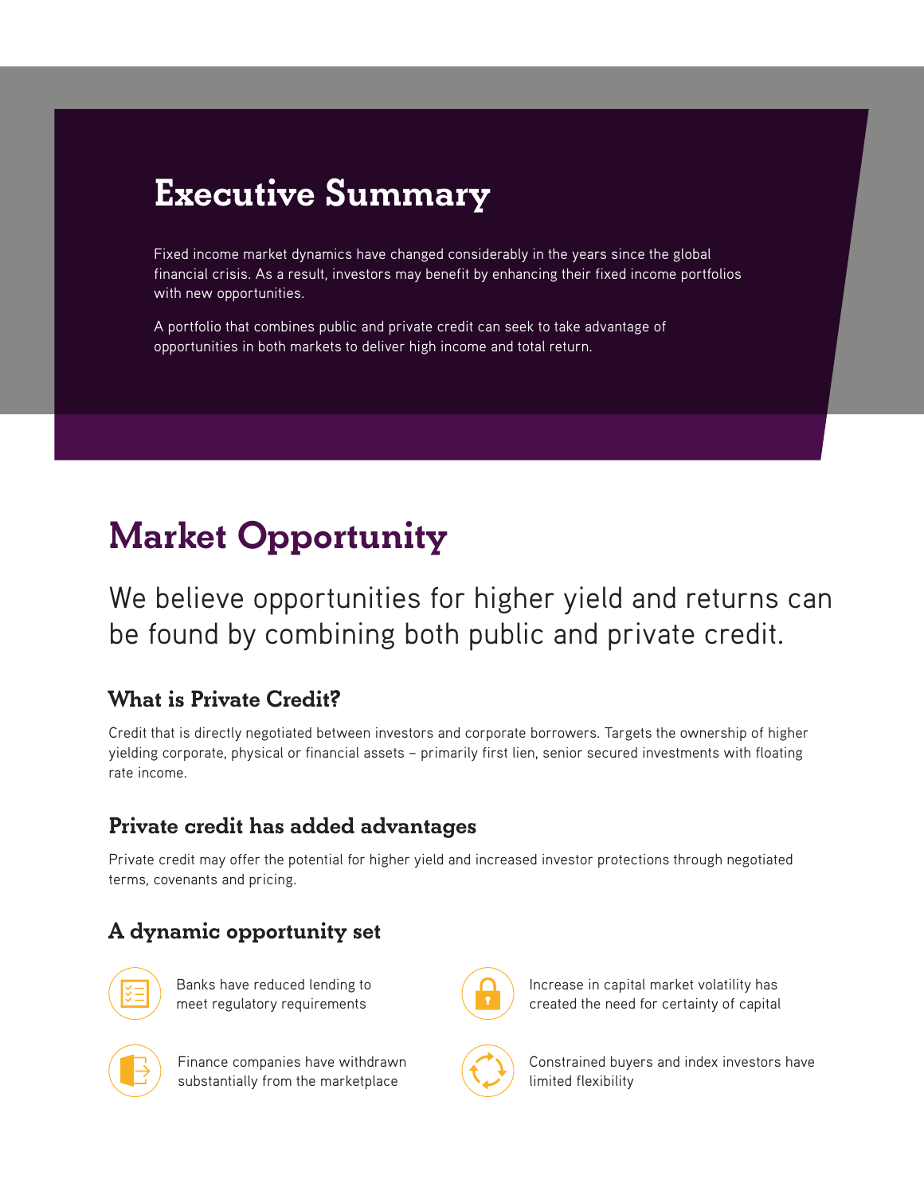## Executive Summary

Fixed income market dynamics have changed considerably in the years since the global financial crisis. As a result, investors may benefit by enhancing their fixed income portfolios with new opportunities.

A portfolio that combines public and private credit can seek to take advantage of opportunities in both markets to deliver high income and total return.

# Market Opportunity

We believe opportunities for higher yield and returns can be found by combining both public and private credit.

### What is Private Credit?

Credit that is directly negotiated between investors and corporate borrowers. Targets the ownership of higher yielding corporate, physical or financial assets – primarily first lien, senior secured investments with floating rate income.

### Private credit has added advantages

Private credit may offer the potential for higher yield and increased investor protections through negotiated terms, covenants and pricing.

### A dynamic opportunity set

- Banks have reduced lending to meet regulatory requirements
- Increase in capital market volatility has created the need for certainty of capital
- Finance companies have withdrawn substantially from the marketplace
- Constrained buyers and index investors have limited flexibility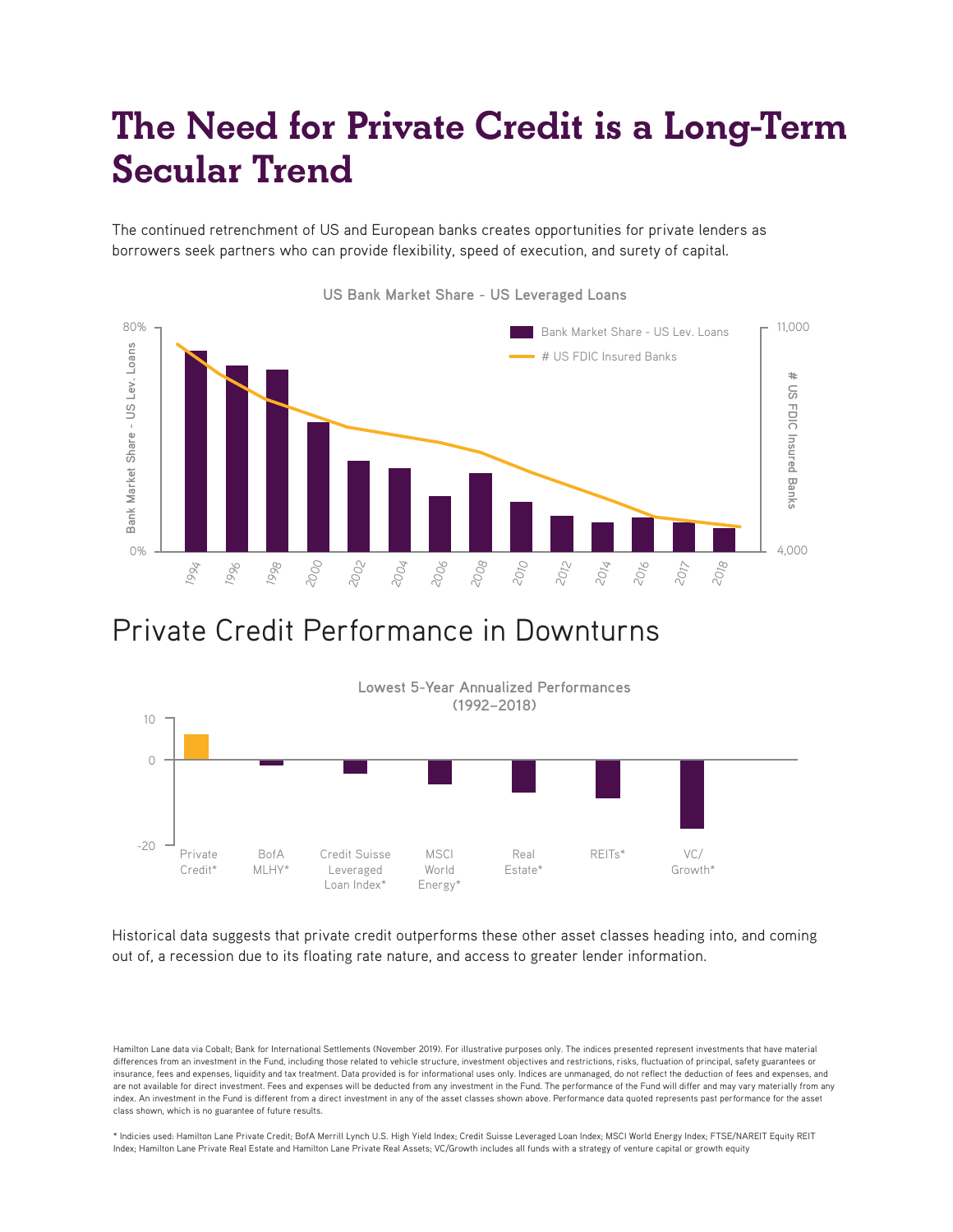# The Need for Private Credit is a Long-Term Secular Trend

The continued retrenchment of US and European banks creates opportunities for private lenders as borrowers seek partners who can provide flexibility, speed of execution, and surety of capital.

**US Bank Market Share - US Leveraged Loans**

# Private Credit Performance in Downturns

**Lowest 5-Year Annualized Performances (1992–2018)**

Historical data suggests that private credit outperforms these other asset classes heading into, and coming out of, a recession due to its floating rate nature, and access to greater lender information.

Hamilton Lane data via Cobalt; Bank for International Settlements (November 2019). For illustrative purposes only. The indices presented represent investments that have material differences from an investment in the Fund, including those related to vehicle structure, investment objectives and restrictions, risks, fluctuation of principal, safety guarantees or insurance, fees and expenses, liquidity and tax treatment. Data provided is for informational uses only. Indices are unmanaged, do not reflect the deduction of fees and expenses, and are not available for direct investment. Fees and expenses will be deducted from any investment in the Fund. The performance of the Fund will differ and may vary materially from any index. An investment in the Fund is different from a direct investment in any of the asset classes shown above. Performance data quoted represents past performance for the asset class shown, which is no guarantee of future results.

* Indicies used: Hamilton Lane Private Credit; BofA Merrill Lynch U.S. High Yield Index; Credit Suisse Leveraged Loan Index; MSCI World Energy Index; FTSE/NAREIT Equity REIT Index; Hamilton Lane Private Real Estate and Hamilton Lane Private Real Assets; VC/Growth includes all funds with a strategy of venture capital or growth equity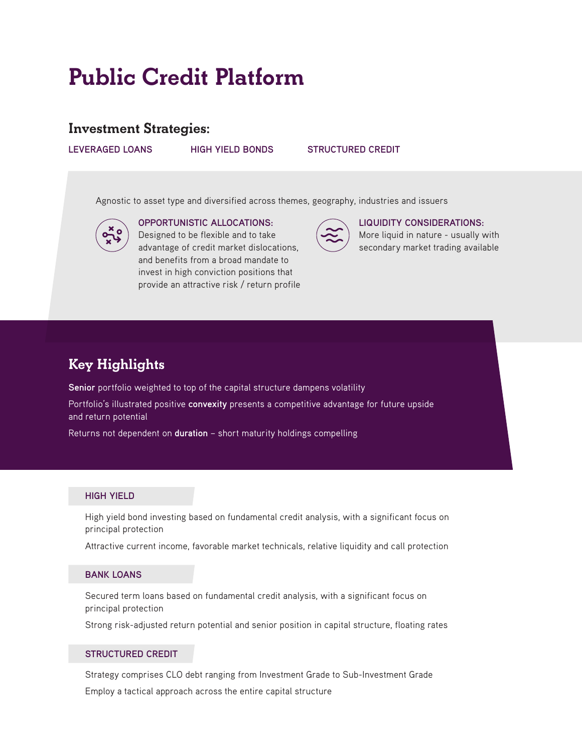# Public Credit Platform

## Investment Strategies:

**LEVERAGED LOANS** **HIGH YIELD BONDS** **STRUCTURED CREDIT**

Agnostic to asset type and diversified across themes, geography, industries and issuers

**OPPORTUNISTIC ALLOCATIONS:**
Designed to be flexible and to take advantage of credit market dislocations, and benefits from a broad mandate to invest in high conviction positions that provide an attractive risk / return profile

**LIQUIDITY CONSIDERATIONS:**
More liquid in nature - usually with secondary market trading available

## Key Highlights

**Senior** portfolio weighted to top of the capital structure dampens volatility

Portfolio's illustrated positive **convexity** presents a competitive advantage for future upside and return potential

Returns not dependent on **duration** – short maturity holdings compelling

### HIGH YIELD

High yield bond investing based on fundamental credit analysis, with a significant focus on principal protection

Attractive current income, favorable market technicals, relative liquidity and call protection

### BANK LOANS

Secured term loans based on fundamental credit analysis, with a significant focus on principal protection

Strong risk-adjusted return potential and senior position in capital structure, floating rates

### STRUCTURED CREDIT

Strategy comprises CLO debt ranging from Investment Grade to Sub-Investment Grade

Employ a tactical approach across the entire capital structure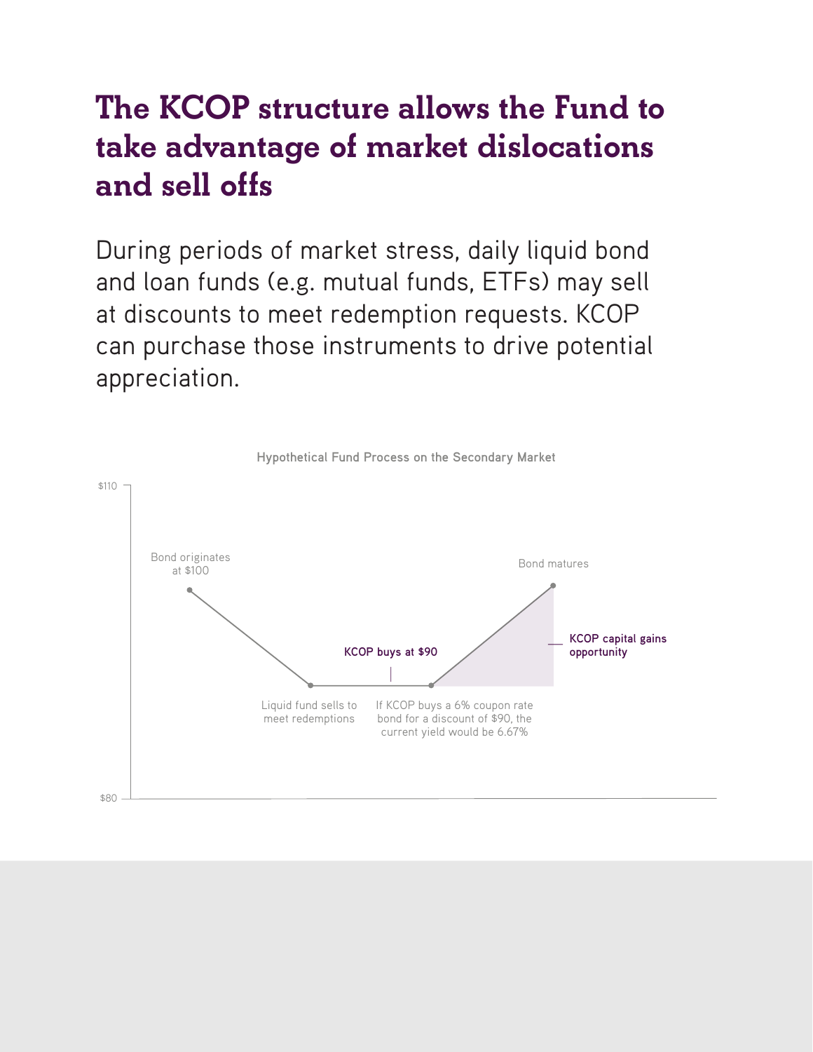# The KCOP structure allows the Fund to take advantage of market dislocations and sell offs

During periods of market stress, daily liquid bond and loan funds (e.g. mutual funds, ETFs) may sell at discounts to meet redemption requests. KCOP can purchase those instruments to drive potential appreciation.

**Hypothetical Fund Process on the Secondary Market**

- $110
- Bond originates at $100
- Liquid fund sells to meet redemptions
- **KCOP buys at $90**
- If KCOP buys a 6% coupon rate bond for a discount of $90, the current yield would be 6.67%
- Bond matures
- **KCOP capital gains opportunity**
- $80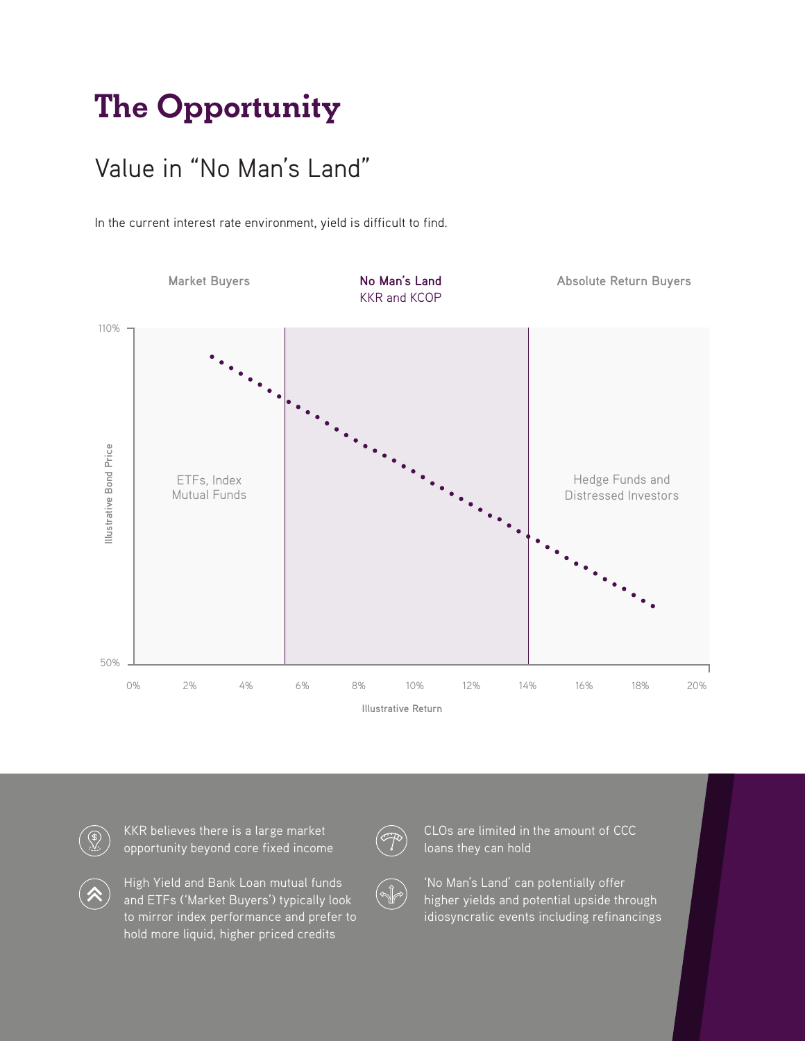# The Opportunity

## Value in "No Man's Land"

In the current interest rate environment, yield is difficult to find.

Market Buyers

**No Man's Land**
KKR and KCOP

Absolute Return Buyers

ETFs, Index Mutual Funds

Hedge Funds and Distressed Investors

Illustrative Bond Price

110%

50%

0% 2% 4% 6% 8% 10% 12% 14% 16% 18% 20%

Illustrative Return

- KKR believes there is a large market opportunity beyond core fixed income
- High Yield and Bank Loan mutual funds and ETFs ('Market Buyers') typically look to mirror index performance and prefer to hold more liquid, higher priced credits
- CLOs are limited in the amount of CCC loans they can hold
- 'No Man's Land' can potentially offer higher yields and potential upside through idiosyncratic events including refinancings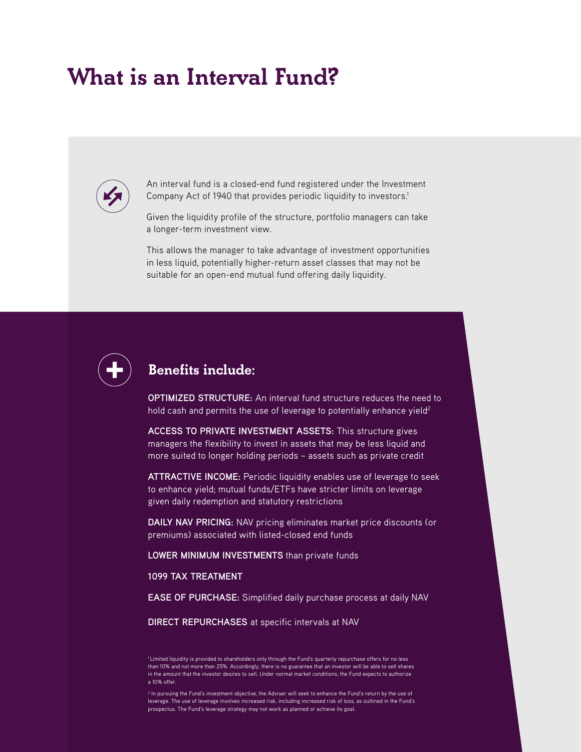# What is an Interval Fund?

An interval fund is a closed-end fund registered under the Investment Company Act of 1940 that provides periodic liquidity to investors.[1]

Given the liquidity profile of the structure, portfolio managers can take a longer-term investment view.

This allows the manager to take advantage of investment opportunities in less liquid, potentially higher-return asset classes that may not be suitable for an open-end mutual fund offering daily liquidity.

## Benefits include:

**OPTIMIZED STRUCTURE:** An interval fund structure reduces the need to hold cash and permits the use of leverage to potentially enhance yield[2]

**ACCESS TO PRIVATE INVESTMENT ASSETS:** This structure gives managers the flexibility to invest in assets that may be less liquid and more suited to longer holding periods – assets such as private credit

**ATTRACTIVE INCOME:** Periodic liquidity enables use of leverage to seek to enhance yield; mutual funds/ETFs have stricter limits on leverage given daily redemption and statutory restrictions

**DAILY NAV PRICING:** NAV pricing eliminates market price discounts (or premiums) associated with listed-closed end funds

**LOWER MINIMUM INVESTMENTS** than private funds

**1099 TAX TREATMENT**

**EASE OF PURCHASE:** Simplified daily purchase process at daily NAV

**DIRECT REPURCHASES** at specific intervals at NAV

[1] Limited liquidity is provided to shareholders only through the Fund's quarterly repurchase offers for no less than 10% and not more than 25%. Accordingly, there is no guarantee that an investor will be able to sell shares in the amount that the investor desires to sell. Under normal market conditions, the Fund expects to authorize a 10% offer.

[2] In pursuing the Fund's investment objective, the Adviser will seek to enhance the Fund's return by the use of leverage. The use of leverage involves increased risk, including increased risk of loss, as outlined in the Fund's prospectus. The Fund's leverage strategy may not work as planned or achieve its goal.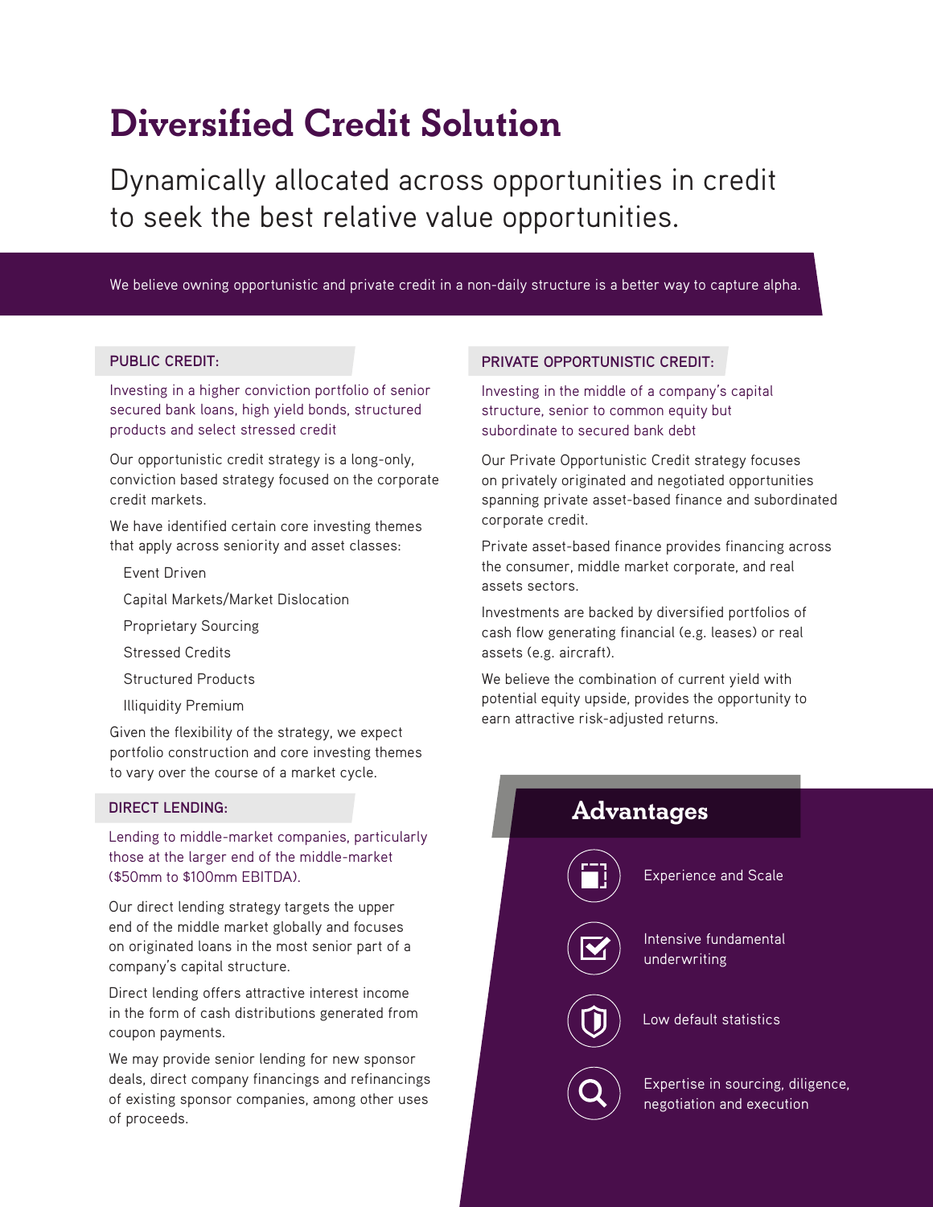# Diversified Credit Solution

Dynamically allocated across opportunities in credit to seek the best relative value opportunities.

We believe owning opportunistic and private credit in a non-daily structure is a better way to capture alpha.

## PUBLIC CREDIT:

Investing in a higher conviction portfolio of senior secured bank loans, high yield bonds, structured products and select stressed credit

Our opportunistic credit strategy is a long-only, conviction based strategy focused on the corporate credit markets.

We have identified certain core investing themes that apply across seniority and asset classes:

- Event Driven
- Capital Markets/Market Dislocation
- Proprietary Sourcing
- Stressed Credits
- Structured Products
- Illiquidity Premium

Given the flexibility of the strategy, we expect portfolio construction and core investing themes to vary over the course of a market cycle.

## DIRECT LENDING:

Lending to middle-market companies, particularly those at the larger end of the middle-market ($50mm to $100mm EBITDA).

Our direct lending strategy targets the upper end of the middle market globally and focuses on originated loans in the most senior part of a company's capital structure.

Direct lending offers attractive interest income in the form of cash distributions generated from coupon payments.

We may provide senior lending for new sponsor deals, direct company financings and refinancings of existing sponsor companies, among other uses of proceeds.

## PRIVATE OPPORTUNISTIC CREDIT:

Investing in the middle of a company's capital structure, senior to common equity but subordinate to secured bank debt

Our Private Opportunistic Credit strategy focuses on privately originated and negotiated opportunities spanning private asset-based finance and subordinated corporate credit.

Private asset-based finance provides financing across the consumer, middle market corporate, and real assets sectors.

Investments are backed by diversified portfolios of cash flow generating financial (e.g. leases) or real assets (e.g. aircraft).

We believe the combination of current yield with potential equity upside, provides the opportunity to earn attractive risk-adjusted returns.

## Advantages

- Experience and Scale
- Intensive fundamental underwriting
- Low default statistics
- Expertise in sourcing, diligence, negotiation and execution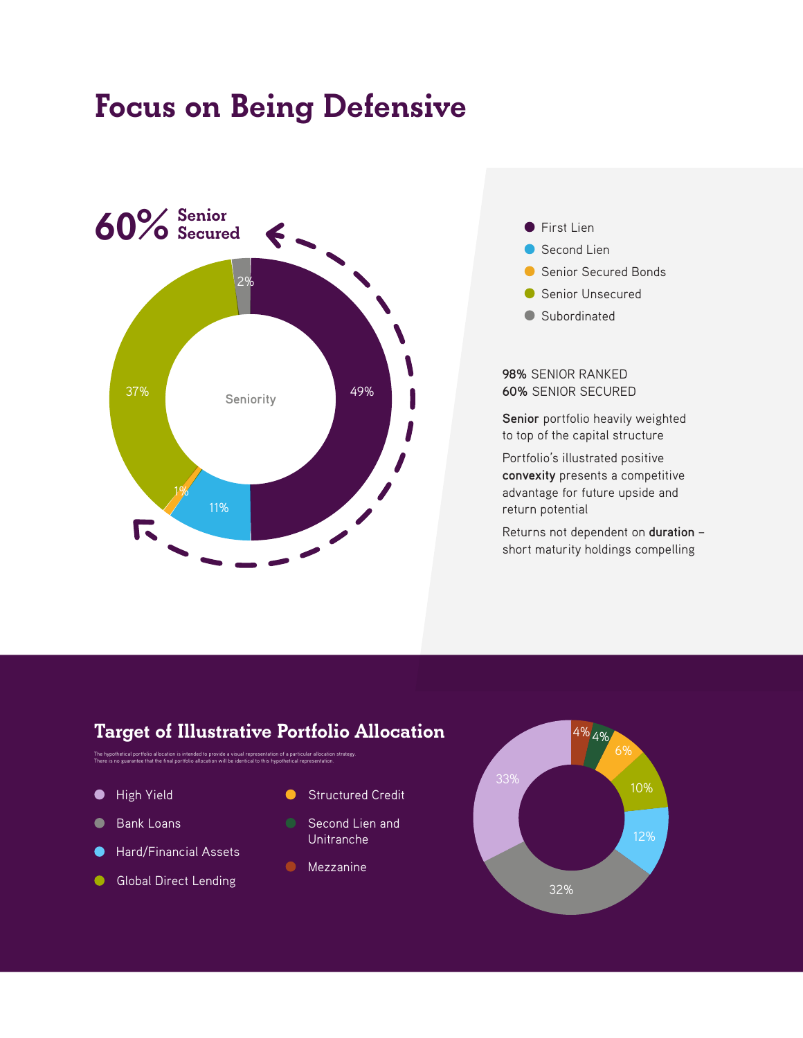# Focus on Being Defensive

60% Senior Secured

Seniority

| Category | Allocation |
|---|---|
| First Lien | 49% |
| Second Lien | 11% |
| Senior Secured Bonds | 1% |
| Senior Unsecured | 37% |
| Subordinated | 2% |

**98%** SENIOR RANKED
**60%** SENIOR SECURED

**Senior** portfolio heavily weighted to top of the capital structure

Portfolio's illustrated positive **convexity** presents a competitive advantage for future upside and return potential

Returns not dependent on **duration** – short maturity holdings compelling

## Target of Illustrative Portfolio Allocation

The hypothetical portfolio allocation is intended to provide a visual representation of a particular allocation strategy. There is no guarantee that the final portfolio allocation will be identical to this hypothetical representation.

| Category | Allocation |
|---|---|
| High Yield | 33% |
| Bank Loans | 32% |
| Hard/Financial Assets | 12% |
| Global Direct Lending | 10% |
| Structured Credit | 6% |
| Second Lien and Unitranche | 4% |
| Mezzanine | 4% |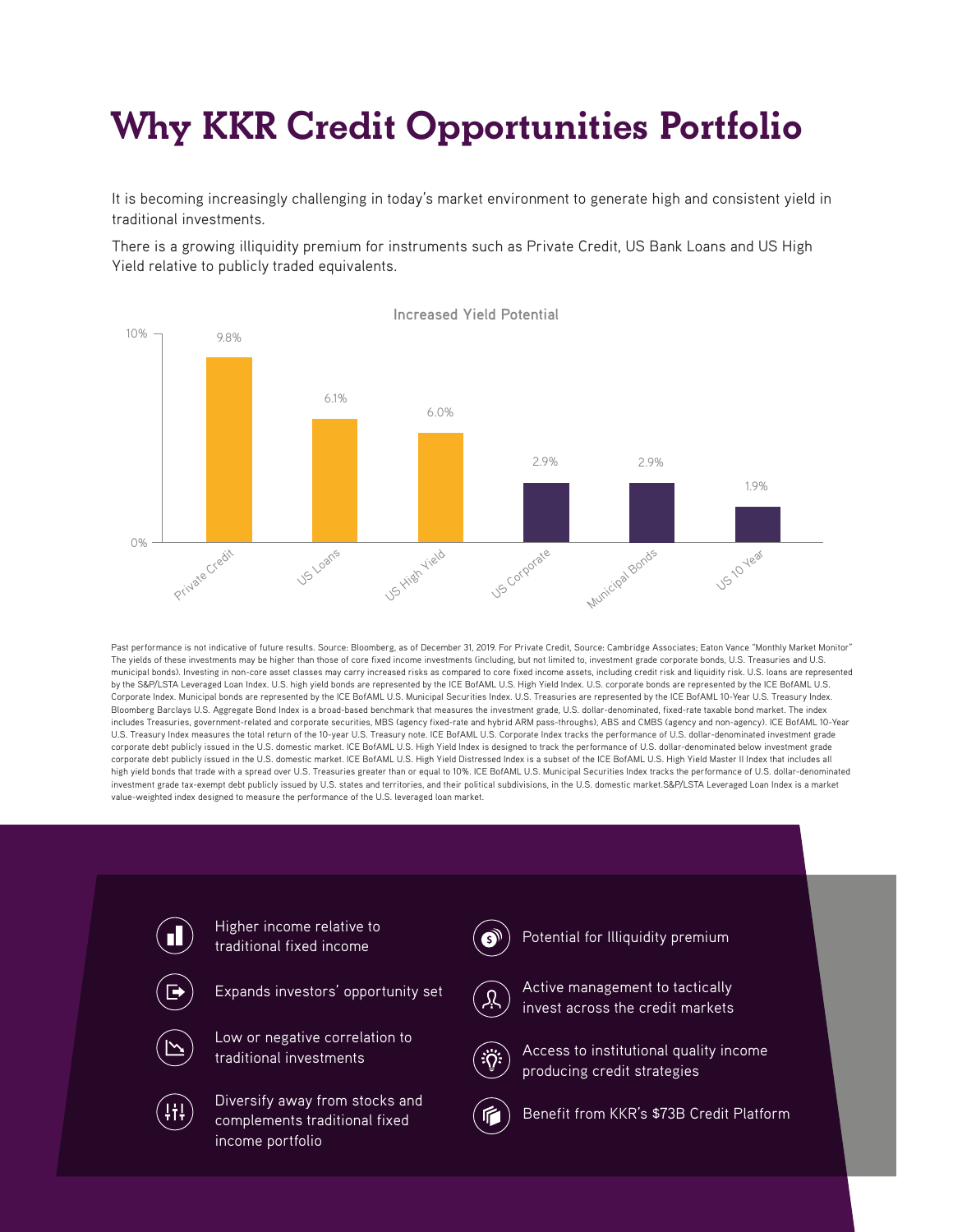# Why KKR Credit Opportunities Portfolio

It is becoming increasingly challenging in today's market environment to generate high and consistent yield in traditional investments.

There is a growing illiquidity premium for instruments such as Private Credit, US Bank Loans and US High Yield relative to publicly traded equivalents.

**Increased Yield Potential**

| Asset Class | Yield |
| --- | --- |
| Private Credit | 9.8% |
| US Loans | 6.1% |
| US High Yield | 6.0% |
| US Corporate | 2.9% |
| Municipal Bonds | 2.9% |
| US 10 Year | 1.9% |

Past performance is not indicative of future results. Source: Bloomberg, as of December 31, 2019. For Private Credit, Source: Cambridge Associates; Eaton Vance "Monthly Market Monitor" The yields of these investments may be higher than those of core fixed income investments (including, but not limited to, investment grade corporate bonds, U.S. Treasuries and U.S. municipal bonds). Investing in non-core asset classes may carry increased risks as compared to core fixed income assets, including credit risk and liquidity risk. U.S. loans are represented by the S&P/LSTA Leveraged Loan Index. U.S. high yield bonds are represented by the ICE BofAML U.S. High Yield Index. U.S. corporate bonds are represented by the ICE BofAML U.S. Corporate Index. Municipal bonds are represented by the ICE BofAML U.S. Municipal Securities Index. U.S. Treasuries are represented by the ICE BofAML 10-Year U.S. Treasury Index. Bloomberg Barclays U.S. Aggregate Bond Index is a broad-based benchmark that measures the investment grade, U.S. dollar-denominated, fixed-rate taxable bond market. The index includes Treasuries, government-related and corporate securities, MBS (agency fixed-rate and hybrid ARM pass-throughs), ABS and CMBS (agency and non-agency). ICE BofAML 10-Year U.S. Treasury Index measures the total return of the 10-year U.S. Treasury note. ICE BofAML U.S. Corporate Index tracks the performance of U.S. dollar-denominated investment grade corporate debt publicly issued in the U.S. domestic market. ICE BofAML U.S. High Yield Index is designed to track the performance of U.S. dollar-denominated below investment grade corporate debt publicly issued in the U.S. domestic market. ICE BofAML U.S. High Yield Distressed Index is a subset of the ICE BofAML U.S. High Yield Master II Index that includes all high yield bonds that trade with a spread over U.S. Treasuries greater than or equal to 10%. ICE BofAML U.S. Municipal Securities Index tracks the performance of U.S. dollar-denominated investment grade tax-exempt debt publicly issued by U.S. states and territories, and their political subdivisions, in the U.S. domestic market.S&P/LSTA Leveraged Loan Index is a market value-weighted index designed to measure the performance of the U.S. leveraged loan market.

- Higher income relative to traditional fixed income
- Expands investors' opportunity set
- Low or negative correlation to traditional investments
- Diversify away from stocks and complements traditional fixed income portfolio
- Potential for Illiquidity premium
- Active management to tactically invest across the credit markets
- Access to institutional quality income producing credit strategies
- Benefit from KKR's $73B Credit Platform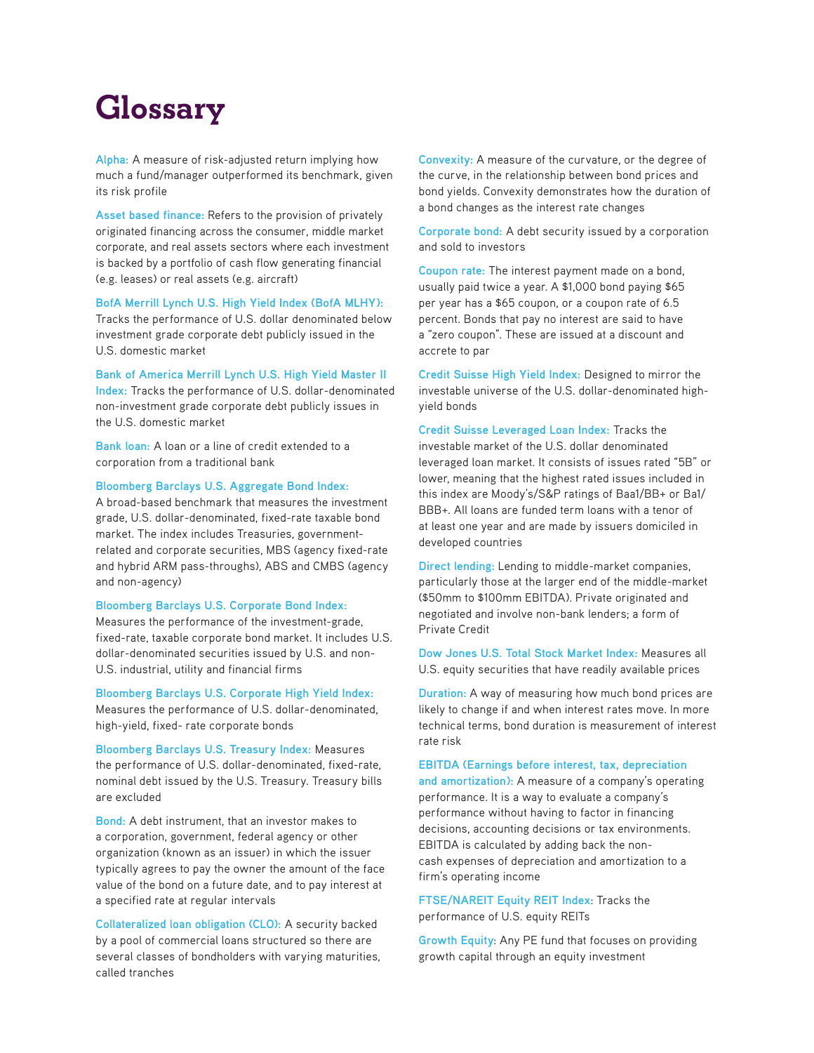# Glossary

**Alpha:** A measure of risk-adjusted return implying how much a fund/manager outperformed its benchmark, given its risk profile

**Asset based finance:** Refers to the provision of privately originated financing across the consumer, middle market corporate, and real assets sectors where each investment is backed by a portfolio of cash flow generating financial (e.g. leases) or real assets (e.g. aircraft)

**BofA Merrill Lynch U.S. High Yield Index (BofA MLHY):** Tracks the performance of U.S. dollar denominated below investment grade corporate debt publicly issued in the U.S. domestic market

**Bank of America Merrill Lynch U.S. High Yield Master II Index:** Tracks the performance of U.S. dollar-denominated non-investment grade corporate debt publicly issues in the U.S. domestic market

**Bank loan:** A loan or a line of credit extended to a corporation from a traditional bank

**Bloomberg Barclays U.S. Aggregate Bond Index:** A broad-based benchmark that measures the investment grade, U.S. dollar-denominated, fixed-rate taxable bond market. The index includes Treasuries, government-related and corporate securities, MBS (agency fixed-rate and hybrid ARM pass-throughs), ABS and CMBS (agency and non-agency)

**Bloomberg Barclays U.S. Corporate Bond Index:** Measures the performance of the investment-grade, fixed-rate, taxable corporate bond market. It includes U.S. dollar-denominated securities issued by U.S. and non-U.S. industrial, utility and financial firms

**Bloomberg Barclays U.S. Corporate High Yield Index:** Measures the performance of U.S. dollar-denominated, high-yield, fixed- rate corporate bonds

**Bloomberg Barclays U.S. Treasury Index:** Measures the performance of U.S. dollar-denominated, fixed-rate, nominal debt issued by the U.S. Treasury. Treasury bills are excluded

**Bond:** A debt instrument, that an investor makes to a corporation, government, federal agency or other organization (known as an issuer) in which the issuer typically agrees to pay the owner the amount of the face value of the bond on a future date, and to pay interest at a specified rate at regular intervals

**Collateralized loan obligation (CLO):** A security backed by a pool of commercial loans structured so there are several classes of bondholders with varying maturities, called tranches

**Convexity:** A measure of the curvature, or the degree of the curve, in the relationship between bond prices and bond yields. Convexity demonstrates how the duration of a bond changes as the interest rate changes

**Corporate bond:** A debt security issued by a corporation and sold to investors

**Coupon rate:** The interest payment made on a bond, usually paid twice a year. A $1,000 bond paying $65 per year has a $65 coupon, or a coupon rate of 6.5 percent. Bonds that pay no interest are said to have a "zero coupon". These are issued at a discount and accrete to par

**Credit Suisse High Yield Index:** Designed to mirror the investable universe of the U.S. dollar-denominated high-yield bonds

**Credit Suisse Leveraged Loan Index:** Tracks the investable market of the U.S. dollar denominated leveraged loan market. It consists of issues rated "5B" or lower, meaning that the highest rated issues included in this index are Moody's/S&P ratings of Baa1/BB+ or Ba1/BBB+. All loans are funded term loans with a tenor of at least one year and are made by issuers domiciled in developed countries

**Direct lending:** Lending to middle-market companies, particularly those at the larger end of the middle-market ($50mm to $100mm EBITDA). Private originated and negotiated and involve non-bank lenders; a form of Private Credit

**Dow Jones U.S. Total Stock Market Index:** Measures all U.S. equity securities that have readily available prices

**Duration:** A way of measuring how much bond prices are likely to change if and when interest rates move. In more technical terms, bond duration is measurement of interest rate risk

**EBITDA (Earnings before interest, tax, depreciation and amortization):** A measure of a company's operating performance. It is a way to evaluate a company's performance without having to factor in financing decisions, accounting decisions or tax environments. EBITDA is calculated by adding back the non-cash expenses of depreciation and amortization to a firm's operating income

**FTSE/NAREIT Equity REIT Index:** Tracks the performance of U.S. equity REITs

**Growth Equity:** Any PE fund that focuses on providing growth capital through an equity investment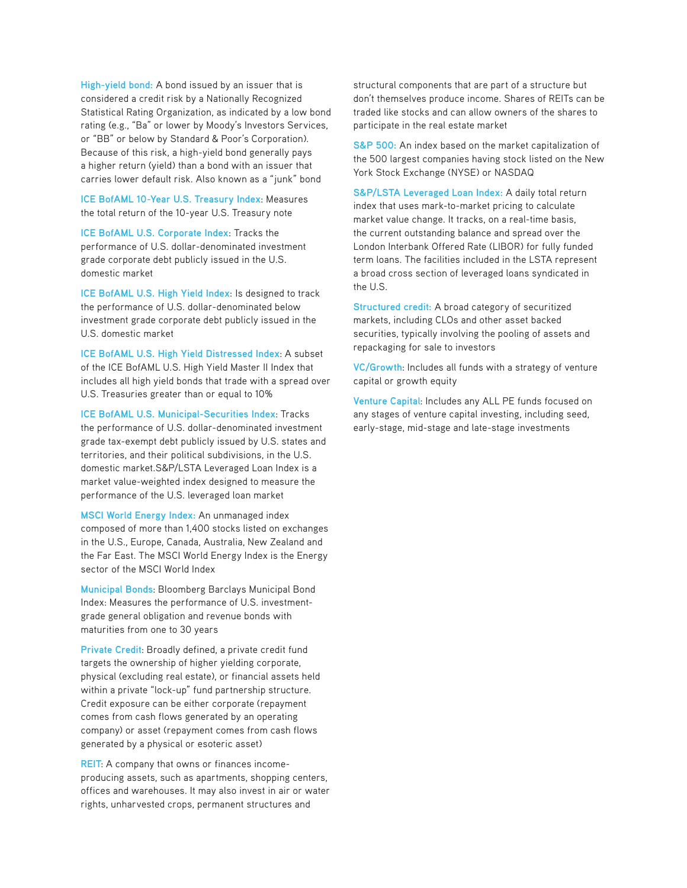**High-yield bond:** A bond issued by an issuer that is considered a credit risk by a Nationally Recognized Statistical Rating Organization, as indicated by a low bond rating (e.g., "Ba" or lower by Moody's Investors Services, or "BB" or below by Standard & Poor's Corporation). Because of this risk, a high-yield bond generally pays a higher return (yield) than a bond with an issuer that carries lower default risk. Also known as a "junk" bond

**ICE BofAML 10-Year U.S. Treasury Index**: Measures the total return of the 10-year U.S. Treasury note

**ICE BofAML U.S. Corporate Index**: Tracks the performance of U.S. dollar-denominated investment grade corporate debt publicly issued in the U.S. domestic market

**ICE BofAML U.S. High Yield Index**: Is designed to track the performance of U.S. dollar-denominated below investment grade corporate debt publicly issued in the U.S. domestic market

**ICE BofAML U.S. High Yield Distressed Index**: A subset of the ICE BofAML U.S. High Yield Master II Index that includes all high yield bonds that trade with a spread over U.S. Treasuries greater than or equal to 10%

**ICE BofAML U.S. Municipal-Securities Index**: Tracks the performance of U.S. dollar-denominated investment grade tax-exempt debt publicly issued by U.S. states and territories, and their political subdivisions, in the U.S. domestic market.S&P/LSTA Leveraged Loan Index is a market value-weighted index designed to measure the performance of the U.S. leveraged loan market

**MSCI World Energy Index:** An unmanaged index composed of more than 1,400 stocks listed on exchanges in the U.S., Europe, Canada, Australia, New Zealand and the Far East. The MSCI World Energy Index is the Energy sector of the MSCI World Index

**Municipal Bonds**: Bloomberg Barclays Municipal Bond Index: Measures the performance of U.S. investment-grade general obligation and revenue bonds with maturities from one to 30 years

**Private Credit**: Broadly defined, a private credit fund targets the ownership of higher yielding corporate, physical (excluding real estate), or financial assets held within a private "lock-up" fund partnership structure. Credit exposure can be either corporate (repayment comes from cash flows generated by an operating company) or asset (repayment comes from cash flows generated by a physical or esoteric asset)

**REIT**: A company that owns or finances income-producing assets, such as apartments, shopping centers, offices and warehouses. It may also invest in air or water rights, unharvested crops, permanent structures and structural components that are part of a structure but don't themselves produce income. Shares of REITs can be traded like stocks and can allow owners of the shares to participate in the real estate market

**S&P 500:** An index based on the market capitalization of the 500 largest companies having stock listed on the New York Stock Exchange (NYSE) or NASDAQ

**S&P/LSTA Leveraged Loan Index:** A daily total return index that uses mark-to-market pricing to calculate market value change. It tracks, on a real-time basis, the current outstanding balance and spread over the London Interbank Offered Rate (LIBOR) for fully funded term loans. The facilities included in the LSTA represent a broad cross section of leveraged loans syndicated in the U.S.

**Structured credit:** A broad category of securitized markets, including CLOs and other asset backed securities, typically involving the pooling of assets and repackaging for sale to investors

**VC/Growth**: Includes all funds with a strategy of venture capital or growth equity

**Venture Capital**: Includes any ALL PE funds focused on any stages of venture capital investing, including seed, early-stage, mid-stage and late-stage investments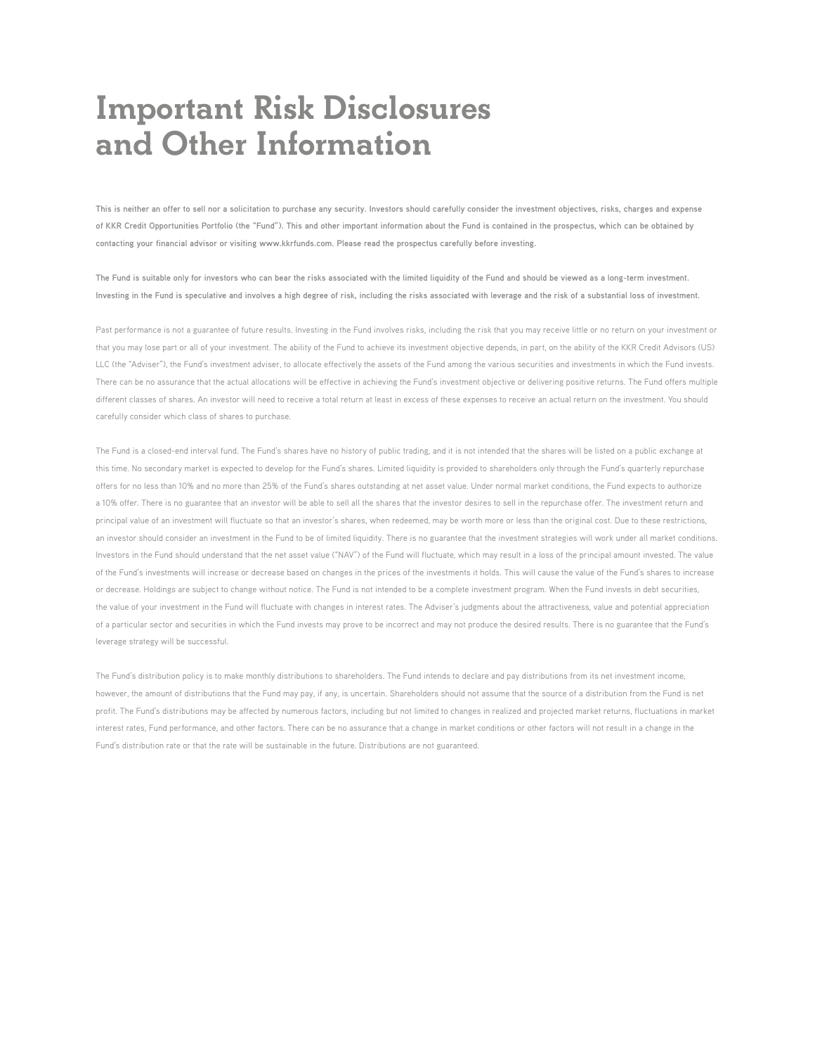# Important Risk Disclosures and Other Information

**This is neither an offer to sell nor a solicitation to purchase any security. Investors should carefully consider the investment objectives, risks, charges and expense of KKR Credit Opportunities Portfolio (the "Fund"). This and other important information about the Fund is contained in the prospectus, which can be obtained by contacting your financial advisor or visiting www.kkrfunds.com. Please read the prospectus carefully before investing.**

**The Fund is suitable only for investors who can bear the risks associated with the limited liquidity of the Fund and should be viewed as a long-term investment. Investing in the Fund is speculative and involves a high degree of risk, including the risks associated with leverage and the risk of a substantial loss of investment.**

Past performance is not a guarantee of future results. Investing in the Fund involves risks, including the risk that you may receive little or no return on your investment or that you may lose part or all of your investment. The ability of the Fund to achieve its investment objective depends, in part, on the ability of the KKR Credit Advisors (US) LLC (the "Adviser"), the Fund's investment adviser, to allocate effectively the assets of the Fund among the various securities and investments in which the Fund invests. There can be no assurance that the actual allocations will be effective in achieving the Fund's investment objective or delivering positive returns. The Fund offers multiple different classes of shares. An investor will need to receive a total return at least in excess of these expenses to receive an actual return on the investment. You should carefully consider which class of shares to purchase.

The Fund is a closed-end interval fund. The Fund's shares have no history of public trading, and it is not intended that the shares will be listed on a public exchange at this time. No secondary market is expected to develop for the Fund's shares. Limited liquidity is provided to shareholders only through the Fund's quarterly repurchase offers for no less than 10% and no more than 25% of the Fund's shares outstanding at net asset value. Under normal market conditions, the Fund expects to authorize a 10% offer. There is no guarantee that an investor will be able to sell all the shares that the investor desires to sell in the repurchase offer. The investment return and principal value of an investment will fluctuate so that an investor's shares, when redeemed, may be worth more or less than the original cost. Due to these restrictions, an investor should consider an investment in the Fund to be of limited liquidity. There is no guarantee that the investment strategies will work under all market conditions. Investors in the Fund should understand that the net asset value ("NAV") of the Fund will fluctuate, which may result in a loss of the principal amount invested. The value of the Fund's investments will increase or decrease based on changes in the prices of the investments it holds. This will cause the value of the Fund's shares to increase or decrease. Holdings are subject to change without notice. The Fund is not intended to be a complete investment program. When the Fund invests in debt securities, the value of your investment in the Fund will fluctuate with changes in interest rates. The Adviser's judgments about the attractiveness, value and potential appreciation of a particular sector and securities in which the Fund invests may prove to be incorrect and may not produce the desired results. There is no guarantee that the Fund's leverage strategy will be successful.

The Fund's distribution policy is to make monthly distributions to shareholders. The Fund intends to declare and pay distributions from its net investment income, however, the amount of distributions that the Fund may pay, if any, is uncertain. Shareholders should not assume that the source of a distribution from the Fund is net profit. The Fund's distributions may be affected by numerous factors, including but not limited to changes in realized and projected market returns, fluctuations in market interest rates, Fund performance, and other factors. There can be no assurance that a change in market conditions or other factors will not result in a change in the Fund's distribution rate or that the rate will be sustainable in the future. Distributions are not guaranteed.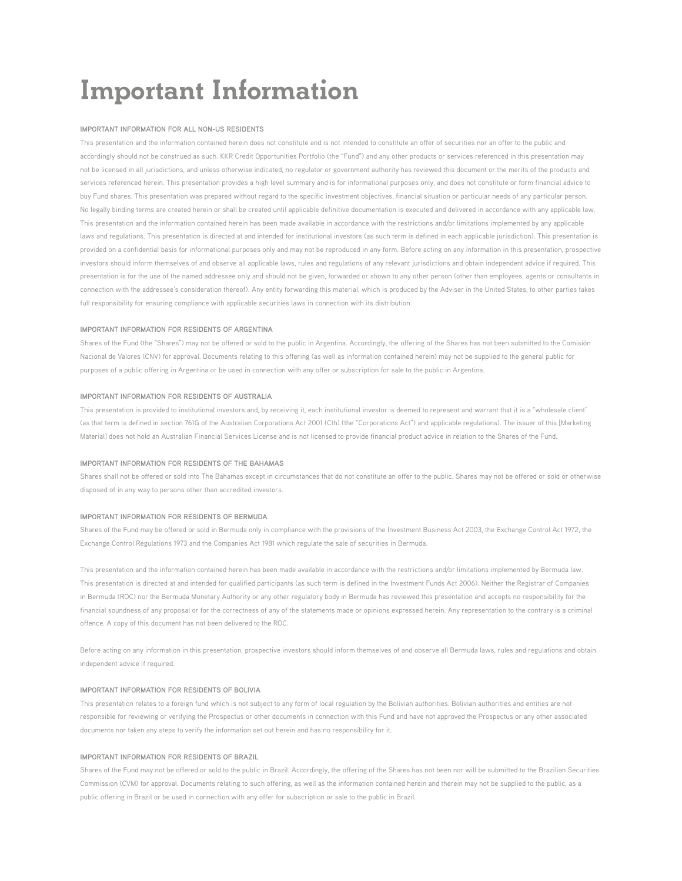# Important Information

### IMPORTANT INFORMATION FOR ALL NON-US RESIDENTS

This presentation and the information contained herein does not constitute and is not intended to constitute an offer of securities nor an offer to the public and accordingly should not be construed as such. KKR Credit Opportunities Portfolio (the "Fund") and any other products or services referenced in this presentation may not be licensed in all jurisdictions, and unless otherwise indicated, no regulator or government authority has reviewed this document or the merits of the products and services referenced herein. This presentation provides a high level summary and is for informational purposes only, and does not constitute or form financial advice to buy Fund shares. This presentation was prepared without regard to the specific investment objectives, financial situation or particular needs of any particular person. No legally binding terms are created herein or shall be created until applicable definitive documentation is executed and delivered in accordance with any applicable law. This presentation and the information contained herein has been made available in accordance with the restrictions and/or limitations implemented by any applicable laws and regulations. This presentation is directed at and intended for institutional investors (as such term is defined in each applicable jurisdiction). This presentation is provided on a confidential basis for informational purposes only and may not be reproduced in any form. Before acting on any information in this presentation, prospective investors should inform themselves of and observe all applicable laws, rules and regulations of any relevant jurisdictions and obtain independent advice if required. This presentation is for the use of the named addressee only and should not be given, forwarded or shown to any other person (other than employees, agents or consultants in connection with the addressee's consideration thereof). Any entity forwarding this material, which is produced by the Adviser in the United States, to other parties takes full responsibility for ensuring compliance with applicable securities laws in connection with its distribution.

### IMPORTANT INFORMATION FOR RESIDENTS OF ARGENTINA

Shares of the Fund (the "Shares") may not be offered or sold to the public in Argentina. Accordingly, the offering of the Shares has not been submitted to the Comisión Nacional de Valores (CNV) for approval. Documents relating to this offering (as well as information contained herein) may not be supplied to the general public for purposes of a public offering in Argentina or be used in connection with any offer or subscription for sale to the public in Argentina.

### IMPORTANT INFORMATION FOR RESIDENTS OF AUSTRALIA

This presentation is provided to institutional investors and, by receiving it, each institutional investor is deemed to represent and warrant that it is a "wholesale client" (as that term is defined in section 761G of the Australian Corporations Act 2001 (Cth) (the "Corporations Act") and applicable regulations). The issuer of this [Marketing Material] does not hold an Australian Financial Services License and is not licensed to provide financial product advice in relation to the Shares of the Fund.

### IMPORTANT INFORMATION FOR RESIDENTS OF THE BAHAMAS

Shares shall not be offered or sold into The Bahamas except in circumstances that do not constitute an offer to the public. Shares may not be offered or sold or otherwise disposed of in any way to persons other than accredited investors.

### IMPORTANT INFORMATION FOR RESIDENTS OF BERMUDA

Shares of the Fund may be offered or sold in Bermuda only in compliance with the provisions of the Investment Business Act 2003, the Exchange Control Act 1972, the Exchange Control Regulations 1973 and the Companies Act 1981 which regulate the sale of securities in Bermuda.

This presentation and the information contained herein has been made available in accordance with the restrictions and/or limitations implemented by Bermuda law. This presentation is directed at and intended for qualified participants (as such term is defined in the Investment Funds Act 2006). Neither the Registrar of Companies in Bermuda (ROC) nor the Bermuda Monetary Authority or any other regulatory body in Bermuda has reviewed this presentation and accepts no responsibility for the financial soundness of any proposal or for the correctness of any of the statements made or opinions expressed herein. Any representation to the contrary is a criminal offence. A copy of this document has not been delivered to the ROC.

Before acting on any information in this presentation, prospective investors should inform themselves of and observe all Bermuda laws, rules and regulations and obtain independent advice if required.

### IMPORTANT INFORMATION FOR RESIDENTS OF BOLIVIA

This presentation relates to a foreign fund which is not subject to any form of local regulation by the Bolivian authorities. Bolivian authorities and entities are not responsible for reviewing or verifying the Prospectus or other documents in connection with this Fund and have not approved the Prospectus or any other associated documents nor taken any steps to verify the information set out herein and has no responsibility for it.

### IMPORTANT INFORMATION FOR RESIDENTS OF BRAZIL

Shares of the Fund may not be offered or sold to the public in Brazil. Accordingly, the offering of the Shares has not been nor will be submitted to the Brazilian Securities Commission (CVM) for approval. Documents relating to such offering, as well as the information contained herein and therein may not be supplied to the public, as a public offering in Brazil or be used in connection with any offer for subscription or sale to the public in Brazil.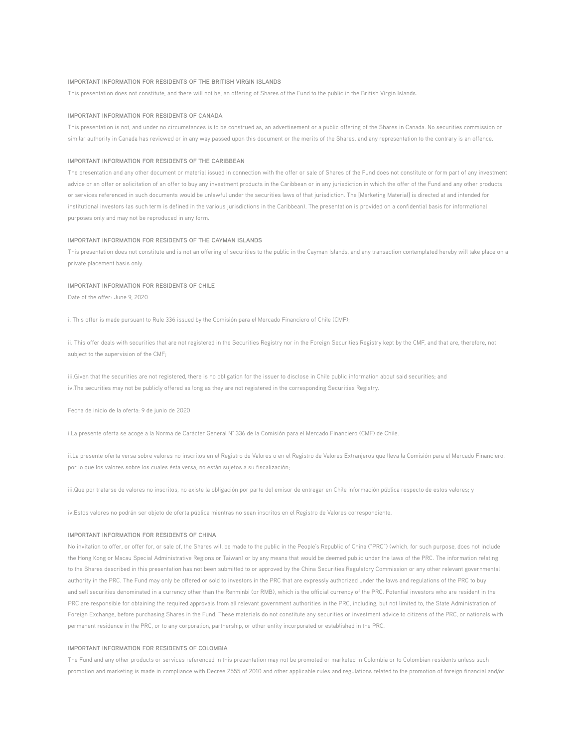### IMPORTANT INFORMATION FOR RESIDENTS OF THE BRITISH VIRGIN ISLANDS

This presentation does not constitute, and there will not be, an offering of Shares of the Fund to the public in the British Virgin Islands.

### IMPORTANT INFORMATION FOR RESIDENTS OF CANADA

This presentation is not, and under no circumstances is to be construed as, an advertisement or a public offering of the Shares in Canada. No securities commission or similar authority in Canada has reviewed or in any way passed upon this document or the merits of the Shares, and any representation to the contrary is an offence.

### IMPORTANT INFORMATION FOR RESIDENTS OF THE CARIBBEAN

The presentation and any other document or material issued in connection with the offer or sale of Shares of the Fund does not constitute or form part of any investment advice or an offer or solicitation of an offer to buy any investment products in the Caribbean or in any jurisdiction in which the offer of the Fund and any other products or services referenced in such documents would be unlawful under the securities laws of that jurisdiction. The [Marketing Material] is directed at and intended for institutional investors (as such term is defined in the various jurisdictions in the Caribbean). The presentation is provided on a confidential basis for informational purposes only and may not be reproduced in any form.

### IMPORTANT INFORMATION FOR RESIDENTS OF THE CAYMAN ISLANDS

This presentation does not constitute and is not an offering of securities to the public in the Cayman Islands, and any transaction contemplated hereby will take place on a private placement basis only.

### IMPORTANT INFORMATION FOR RESIDENTS OF CHILE

Date of the offer: June 9, 2020

i. This offer is made pursuant to Rule 336 issued by the Comisión para el Mercado Financiero of Chile (CMF);

ii. This offer deals with securities that are not registered in the Securities Registry nor in the Foreign Securities Registry kept by the CMF, and that are, therefore, not subject to the supervision of the CMF;

iii.Given that the securities are not registered, there is no obligation for the issuer to disclose in Chile public information about said securities; and
iv.The securities may not be publicly offered as long as they are not registered in the corresponding Securities Registry.

Fecha de inicio de la oferta: 9 de junio de 2020

i.La presente oferta se acoge a la Norma de Carácter General N° 336 de la Comisión para el Mercado Financiero (CMF) de Chile.

ii.La presente oferta versa sobre valores no inscritos en el Registro de Valores o en el Registro de Valores Extranjeros que lleva la Comisión para el Mercado Financiero, por lo que los valores sobre los cuales ésta versa, no están sujetos a su fiscalización;

iii.Que por tratarse de valores no inscritos, no existe la obligación por parte del emisor de entregar en Chile información pública respecto de estos valores; y

iv.Estos valores no podrán ser objeto de oferta pública mientras no sean inscritos en el Registro de Valores correspondiente.

### IMPORTANT INFORMATION FOR RESIDENTS OF CHINA

No invitation to offer, or offer for, or sale of, the Shares will be made to the public in the People's Republic of China ("PRC") (which, for such purpose, does not include the Hong Kong or Macau Special Administrative Regions or Taiwan) or by any means that would be deemed public under the laws of the PRC. The information relating to the Shares described in this presentation has not been submitted to or approved by the China Securities Regulatory Commission or any other relevant governmental authority in the PRC. The Fund may only be offered or sold to investors in the PRC that are expressly authorized under the laws and regulations of the PRC to buy and sell securities denominated in a currency other than the Renminbi (or RMB), which is the official currency of the PRC. Potential investors who are resident in the PRC are responsible for obtaining the required approvals from all relevant government authorities in the PRC, including, but not limited to, the State Administration of Foreign Exchange, before purchasing Shares in the Fund. These materials do not constitute any securities or investment advice to citizens of the PRC, or nationals with permanent residence in the PRC, or to any corporation, partnership, or other entity incorporated or established in the PRC.

### IMPORTANT INFORMATION FOR RESIDENTS OF COLOMBIA

The Fund and any other products or services referenced in this presentation may not be promoted or marketed in Colombia or to Colombian residents unless such promotion and marketing is made in compliance with Decree 2555 of 2010 and other applicable rules and regulations related to the promotion of foreign financial and/or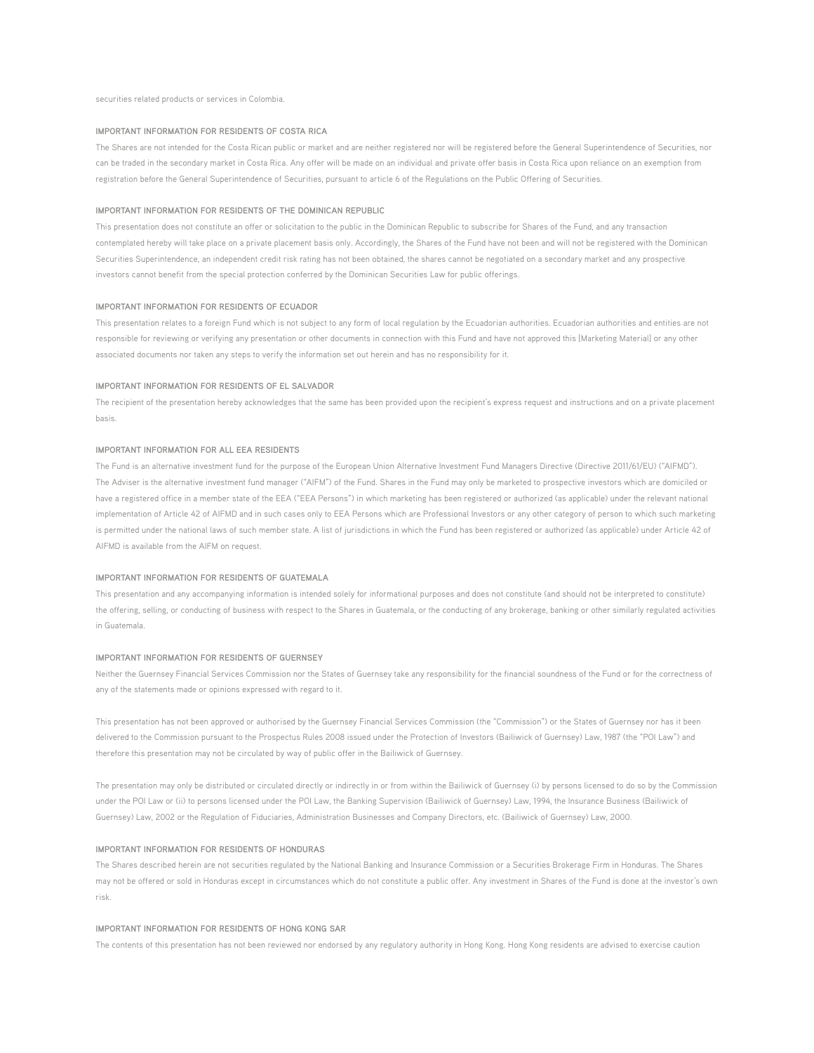securities related products or services in Colombia.

### IMPORTANT INFORMATION FOR RESIDENTS OF COSTA RICA

The Shares are not intended for the Costa Rican public or market and are neither registered nor will be registered before the General Superintendence of Securities, nor can be traded in the secondary market in Costa Rica. Any offer will be made on an individual and private offer basis in Costa Rica upon reliance on an exemption from registration before the General Superintendence of Securities, pursuant to article 6 of the Regulations on the Public Offering of Securities.

### IMPORTANT INFORMATION FOR RESIDENTS OF THE DOMINICAN REPUBLIC

This presentation does not constitute an offer or solicitation to the public in the Dominican Republic to subscribe for Shares of the Fund, and any transaction contemplated hereby will take place on a private placement basis only. Accordingly, the Shares of the Fund have not been and will not be registered with the Dominican Securities Superintendence, an independent credit risk rating has not been obtained, the shares cannot be negotiated on a secondary market and any prospective investors cannot benefit from the special protection conferred by the Dominican Securities Law for public offerings.

### IMPORTANT INFORMATION FOR RESIDENTS OF ECUADOR

This presentation relates to a foreign Fund which is not subject to any form of local regulation by the Ecuadorian authorities. Ecuadorian authorities and entities are not responsible for reviewing or verifying any presentation or other documents in connection with this Fund and have not approved this [Marketing Material] or any other associated documents nor taken any steps to verify the information set out herein and has no responsibility for it.

### IMPORTANT INFORMATION FOR RESIDENTS OF EL SALVADOR

The recipient of the presentation hereby acknowledges that the same has been provided upon the recipient's express request and instructions and on a private placement basis.

### IMPORTANT INFORMATION FOR ALL EEA RESIDENTS

The Fund is an alternative investment fund for the purpose of the European Union Alternative Investment Fund Managers Directive (Directive 2011/61/EU) ("AIFMD"). The Adviser is the alternative investment fund manager ("AIFM") of the Fund. Shares in the Fund may only be marketed to prospective investors which are domiciled or have a registered office in a member state of the EEA ("EEA Persons") in which marketing has been registered or authorized (as applicable) under the relevant national implementation of Article 42 of AIFMD and in such cases only to EEA Persons which are Professional Investors or any other category of person to which such marketing is permitted under the national laws of such member state. A list of jurisdictions in which the Fund has been registered or authorized (as applicable) under Article 42 of AIFMD is available from the AIFM on request.

### IMPORTANT INFORMATION FOR RESIDENTS OF GUATEMALA

This presentation and any accompanying information is intended solely for informational purposes and does not constitute (and should not be interpreted to constitute) the offering, selling, or conducting of business with respect to the Shares in Guatemala, or the conducting of any brokerage, banking or other similarly regulated activities in Guatemala.

### IMPORTANT INFORMATION FOR RESIDENTS OF GUERNSEY

Neither the Guernsey Financial Services Commission nor the States of Guernsey take any responsibility for the financial soundness of the Fund or for the correctness of any of the statements made or opinions expressed with regard to it.

This presentation has not been approved or authorised by the Guernsey Financial Services Commission (the "Commission") or the States of Guernsey nor has it been delivered to the Commission pursuant to the Prospectus Rules 2008 issued under the Protection of Investors (Bailiwick of Guernsey) Law, 1987 (the "POI Law") and therefore this presentation may not be circulated by way of public offer in the Bailiwick of Guernsey.

The presentation may only be distributed or circulated directly or indirectly in or from within the Bailiwick of Guernsey (i) by persons licensed to do so by the Commission under the POI Law or (ii) to persons licensed under the POI Law, the Banking Supervision (Bailiwick of Guernsey) Law, 1994, the Insurance Business (Bailiwick of Guernsey) Law, 2002 or the Regulation of Fiduciaries, Administration Businesses and Company Directors, etc. (Bailiwick of Guernsey) Law, 2000.

### IMPORTANT INFORMATION FOR RESIDENTS OF HONDURAS

The Shares described herein are not securities regulated by the National Banking and Insurance Commission or a Securities Brokerage Firm in Honduras. The Shares may not be offered or sold in Honduras except in circumstances which do not constitute a public offer. Any investment in Shares of the Fund is done at the investor's own risk.

### IMPORTANT INFORMATION FOR RESIDENTS OF HONG KONG SAR

The contents of this presentation has not been reviewed nor endorsed by any regulatory authority in Hong Kong. Hong Kong residents are advised to exercise caution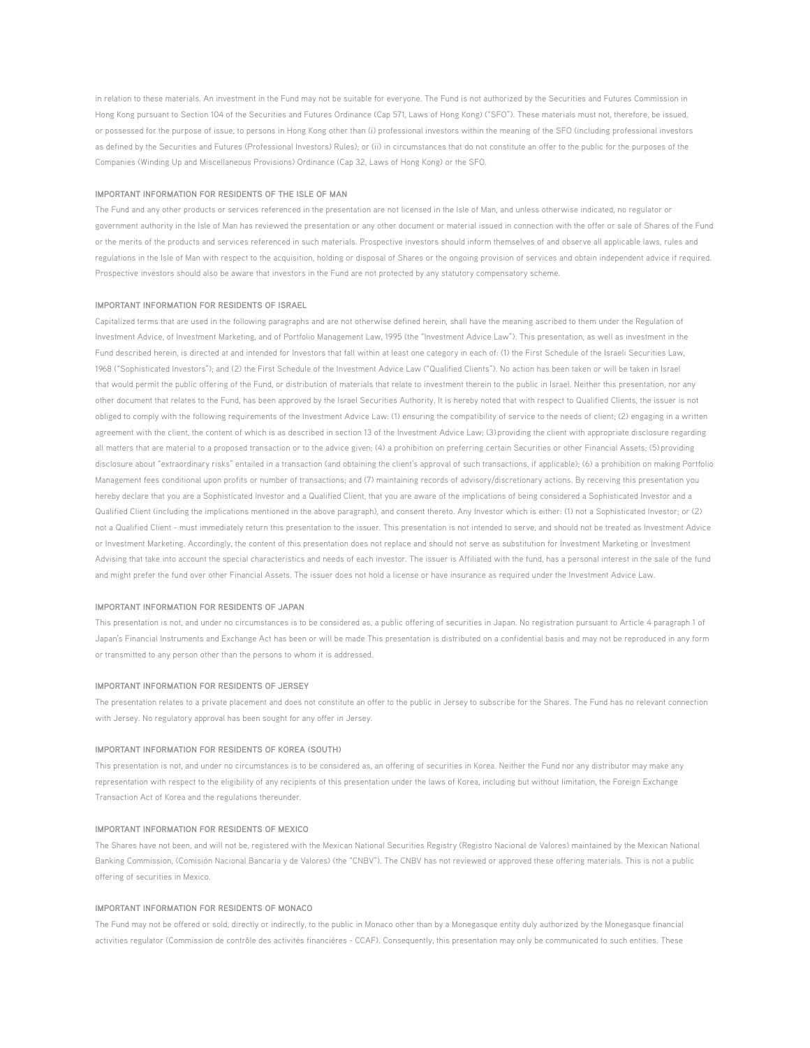in relation to these materials. An investment in the Fund may not be suitable for everyone. The Fund is not authorized by the Securities and Futures Commission in Hong Kong pursuant to Section 104 of the Securities and Futures Ordinance (Cap 571, Laws of Hong Kong) ("SFO"). These materials must not, therefore, be issued, or possessed for the purpose of issue, to persons in Hong Kong other than (i) professional investors within the meaning of the SFO (including professional investors as defined by the Securities and Futures (Professional Investors) Rules); or (ii) in circumstances that do not constitute an offer to the public for the purposes of the Companies (Winding Up and Miscellaneous Provisions) Ordinance (Cap 32, Laws of Hong Kong) or the SFO.

**IMPORTANT INFORMATION FOR RESIDENTS OF THE ISLE OF MAN**

The Fund and any other products or services referenced in the presentation are not licensed in the Isle of Man, and unless otherwise indicated, no regulator or government authority in the Isle of Man has reviewed the presentation or any other document or material issued in connection with the offer or sale of Shares of the Fund or the merits of the products and services referenced in such materials. Prospective investors should inform themselves of and observe all applicable laws, rules and regulations in the Isle of Man with respect to the acquisition, holding or disposal of Shares or the ongoing provision of services and obtain independent advice if required. Prospective investors should also be aware that investors in the Fund are not protected by any statutory compensatory scheme.

**IMPORTANT INFORMATION FOR RESIDENTS OF ISRAEL**

Capitalized terms that are used in the following paragraphs and are not otherwise defined herein, shall have the meaning ascribed to them under the Regulation of Investment Advice, of Investment Marketing, and of Portfolio Management Law, 1995 (the "Investment Advice Law"). This presentation, as well as investment in the Fund described herein, is directed at and intended for Investors that fall within at least one category in each of: (1) the First Schedule of the Israeli Securities Law, 1968 ("Sophisticated Investors"); and (2) the First Schedule of the Investment Advice Law ("Qualified Clients"). No action has been taken or will be taken in Israel that would permit the public offering of the Fund, or distribution of materials that relate to investment therein to the public in Israel. Neither this presentation, nor any other document that relates to the Fund, has been approved by the Israel Securities Authority. It is hereby noted that with respect to Qualified Clients, the issuer is not obliged to comply with the following requirements of the Investment Advice Law: (1) ensuring the compatibility of service to the needs of client; (2) engaging in a written agreement with the client, the content of which is as described in section 13 of the Investment Advice Law; (3) providing the client with appropriate disclosure regarding all matters that are material to a proposed transaction or to the advice given; (4) a prohibition on preferring certain Securities or other Financial Assets; (5) providing disclosure about "extraordinary risks" entailed in a transaction (and obtaining the client's approval of such transactions, if applicable); (6) a prohibition on making Portfolio Management fees conditional upon profits or number of transactions; and (7) maintaining records of advisory/discretionary actions. By receiving this presentation you hereby declare that you are a Sophisticated Investor and a Qualified Client, that you are aware of the implications of being considered a Sophisticated Investor and a Qualified Client (including the implications mentioned in the above paragraph), and consent thereto. Any Investor which is either: (1) not a Sophisticated Investor; or (2) not a Qualified Client - must immediately return this presentation to the issuer. This presentation is not intended to serve, and should not be treated as Investment Advice or Investment Marketing. Accordingly, the content of this presentation does not replace and should not serve as substitution for Investment Marketing or Investment Advising that take into account the special characteristics and needs of each investor. The issuer is Affiliated with the fund, has a personal interest in the sale of the fund and might prefer the fund over other Financial Assets. The issuer does not hold a license or have insurance as required under the Investment Advice Law.

**IMPORTANT INFORMATION FOR RESIDENTS OF JAPAN**

This presentation is not, and under no circumstances is to be considered as, a public offering of securities in Japan. No registration pursuant to Article 4 paragraph 1 of Japan's Financial Instruments and Exchange Act has been or will be made This presentation is distributed on a confidential basis and may not be reproduced in any form or transmitted to any person other than the persons to whom it is addressed.

**IMPORTANT INFORMATION FOR RESIDENTS OF JERSEY**

The presentation relates to a private placement and does not constitute an offer to the public in Jersey to subscribe for the Shares. The Fund has no relevant connection with Jersey. No regulatory approval has been sought for any offer in Jersey.

**IMPORTANT INFORMATION FOR RESIDENTS OF KOREA (SOUTH)**

This presentation is not, and under no circumstances is to be considered as, an offering of securities in Korea. Neither the Fund nor any distributor may make any representation with respect to the eligibility of any recipients of this presentation under the laws of Korea, including but without limitation, the Foreign Exchange Transaction Act of Korea and the regulations thereunder.

**IMPORTANT INFORMATION FOR RESIDENTS OF MEXICO**

The Shares have not been, and will not be, registered with the Mexican National Securities Registry (Registro Nacional de Valores) maintained by the Mexican National Banking Commission, (Comisión Nacional Bancaria y de Valores) (the "CNBV"). The CNBV has not reviewed or approved these offering materials. This is not a public offering of securities in Mexico.

**IMPORTANT INFORMATION FOR RESIDENTS OF MONACO**

The Fund may not be offered or sold, directly or indirectly, to the public in Monaco other than by a Monegasque entity duly authorized by the Monegasque financial activities regulator (Commission de contrôle des activités financières - CCAF). Consequently, this presentation may only be communicated to such entities. These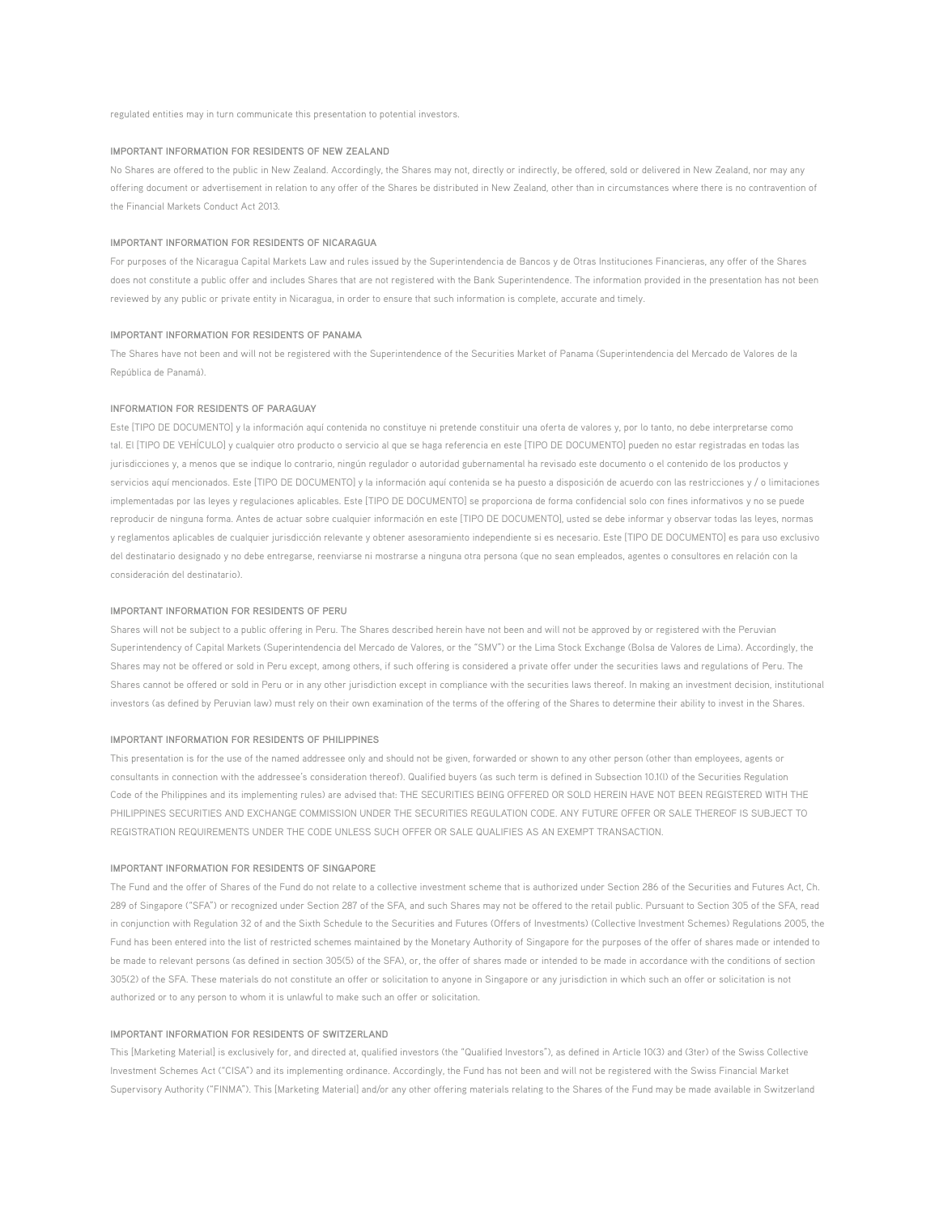regulated entities may in turn communicate this presentation to potential investors.

### IMPORTANT INFORMATION FOR RESIDENTS OF NEW ZEALAND

No Shares are offered to the public in New Zealand. Accordingly, the Shares may not, directly or indirectly, be offered, sold or delivered in New Zealand, nor may any offering document or advertisement in relation to any offer of the Shares be distributed in New Zealand, other than in circumstances where there is no contravention of the Financial Markets Conduct Act 2013.

### IMPORTANT INFORMATION FOR RESIDENTS OF NICARAGUA

For purposes of the Nicaragua Capital Markets Law and rules issued by the Superintendencia de Bancos y de Otras Instituciones Financieras, any offer of the Shares does not constitute a public offer and includes Shares that are not registered with the Bank Superintendence. The information provided in the presentation has not been reviewed by any public or private entity in Nicaragua, in order to ensure that such information is complete, accurate and timely.

### IMPORTANT INFORMATION FOR RESIDENTS OF PANAMA

The Shares have not been and will not be registered with the Superintendence of the Securities Market of Panama (Superintendencia del Mercado de Valores de la República de Panamá).

### INFORMATION FOR RESIDENTS OF PARAGUAY

Este [TIPO DE DOCUMENTO] y la información aquí contenida no constituye ni pretende constituir una oferta de valores y, por lo tanto, no debe interpretarse como tal. El [TIPO DE VEHÍCULO] y cualquier otro producto o servicio al que se haga referencia en este [TIPO DE DOCUMENTO] pueden no estar registradas en todas las jurisdicciones y, a menos que se indique lo contrario, ningún regulador o autoridad gubernamental ha revisado este documento o el contenido de los productos y servicios aquí mencionados. Este [TIPO DE DOCUMENTO] y la información aquí contenida se ha puesto a disposición de acuerdo con las restricciones y / o limitaciones implementadas por las leyes y regulaciones aplicables. Este [TIPO DE DOCUMENTO] se proporciona de forma confidencial solo con fines informativos y no se puede reproducir de ninguna forma. Antes de actuar sobre cualquier información en este [TIPO DE DOCUMENTO], usted se debe informar y observar todas las leyes, normas y reglamentos aplicables de cualquier jurisdicción relevante y obtener asesoramiento independiente si es necesario. Este [TIPO DE DOCUMENTO] es para uso exclusivo del destinatario designado y no debe entregarse, reenviarse ni mostrarse a ninguna otra persona (que no sean empleados, agentes o consultores en relación con la consideración del destinatario).

### IMPORTANT INFORMATION FOR RESIDENTS OF PERU

Shares will not be subject to a public offering in Peru. The Shares described herein have not been and will not be approved by or registered with the Peruvian Superintendency of Capital Markets (Superintendencia del Mercado de Valores, or the "SMV") or the Lima Stock Exchange (Bolsa de Valores de Lima). Accordingly, the Shares may not be offered or sold in Peru except, among others, if such offering is considered a private offer under the securities laws and regulations of Peru. The Shares cannot be offered or sold in Peru or in any other jurisdiction except in compliance with the securities laws thereof. In making an investment decision, institutional investors (as defined by Peruvian law) must rely on their own examination of the terms of the offering of the Shares to determine their ability to invest in the Shares.

### IMPORTANT INFORMATION FOR RESIDENTS OF PHILIPPINES

This presentation is for the use of the named addressee only and should not be given, forwarded or shown to any other person (other than employees, agents or consultants in connection with the addressee's consideration thereof). Qualified buyers (as such term is defined in Subsection 10.1(l) of the Securities Regulation Code of the Philippines and its implementing rules) are advised that: THE SECURITIES BEING OFFERED OR SOLD HEREIN HAVE NOT BEEN REGISTERED WITH THE PHILIPPINES SECURITIES AND EXCHANGE COMMISSION UNDER THE SECURITIES REGULATION CODE. ANY FUTURE OFFER OR SALE THEREOF IS SUBJECT TO REGISTRATION REQUIREMENTS UNDER THE CODE UNLESS SUCH OFFER OR SALE QUALIFIES AS AN EXEMPT TRANSACTION.

### IMPORTANT INFORMATION FOR RESIDENTS OF SINGAPORE

The Fund and the offer of Shares of the Fund do not relate to a collective investment scheme that is authorized under Section 286 of the Securities and Futures Act, Ch. 289 of Singapore ("SFA") or recognized under Section 287 of the SFA, and such Shares may not be offered to the retail public. Pursuant to Section 305 of the SFA, read in conjunction with Regulation 32 of and the Sixth Schedule to the Securities and Futures (Offers of Investments) (Collective Investment Schemes) Regulations 2005, the Fund has been entered into the list of restricted schemes maintained by the Monetary Authority of Singapore for the purposes of the offer of shares made or intended to be made to relevant persons (as defined in section 305(5) of the SFA), or, the offer of shares made or intended to be made in accordance with the conditions of section 305(2) of the SFA. These materials do not constitute an offer or solicitation to anyone in Singapore or any jurisdiction in which such an offer or solicitation is not authorized or to any person to whom it is unlawful to make such an offer or solicitation.

### IMPORTANT INFORMATION FOR RESIDENTS OF SWITZERLAND

This [Marketing Material] is exclusively for, and directed at, qualified investors (the "Qualified Investors"), as defined in Article 10(3) and (3ter) of the Swiss Collective Investment Schemes Act ("CISA") and its implementing ordinance. Accordingly, the Fund has not been and will not be registered with the Swiss Financial Market Supervisory Authority ("FINMA"). This [Marketing Material] and/or any other offering materials relating to the Shares of the Fund may be made available in Switzerland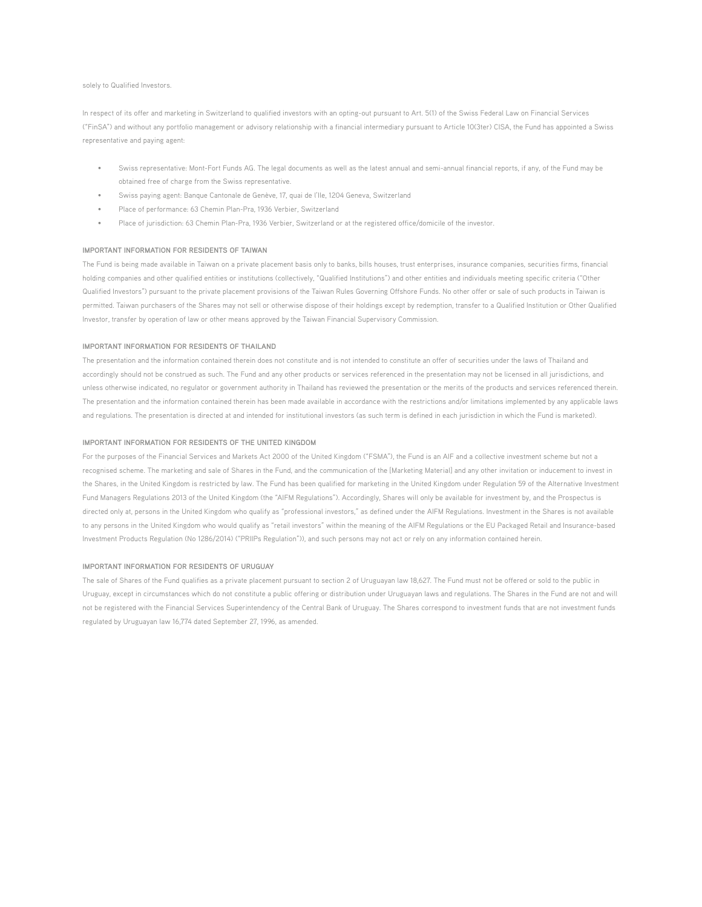solely to Qualified Investors.

In respect of its offer and marketing in Switzerland to qualified investors with an opting-out pursuant to Art. 5(1) of the Swiss Federal Law on Financial Services ("FinSA") and without any portfolio management or advisory relationship with a financial intermediary pursuant to Article 10(3ter) CISA, the Fund has appointed a Swiss representative and paying agent:

- Swiss representative: Mont-Fort Funds AG. The legal documents as well as the latest annual and semi-annual financial reports, if any, of the Fund may be obtained free of charge from the Swiss representative.
- Swiss paying agent: Banque Cantonale de Genève, 17, quai de l'Ile, 1204 Geneva, Switzerland
- Place of performance: 63 Chemin Plan-Pra, 1936 Verbier, Switzerland
- Place of jurisdiction: 63 Chemin Plan-Pra, 1936 Verbier, Switzerland or at the registered office/domicile of the investor.

**IMPORTANT INFORMATION FOR RESIDENTS OF TAIWAN**

The Fund is being made available in Taiwan on a private placement basis only to banks, bills houses, trust enterprises, insurance companies, securities firms, financial holding companies and other qualified entities or institutions (collectively, "Qualified Institutions") and other entities and individuals meeting specific criteria ("Other Qualified Investors") pursuant to the private placement provisions of the Taiwan Rules Governing Offshore Funds. No other offer or sale of such products in Taiwan is permitted. Taiwan purchasers of the Shares may not sell or otherwise dispose of their holdings except by redemption, transfer to a Qualified Institution or Other Qualified Investor, transfer by operation of law or other means approved by the Taiwan Financial Supervisory Commission.

**IMPORTANT INFORMATION FOR RESIDENTS OF THAILAND**

The presentation and the information contained therein does not constitute and is not intended to constitute an offer of securities under the laws of Thailand and accordingly should not be construed as such. The Fund and any other products or services referenced in the presentation may not be licensed in all jurisdictions, and unless otherwise indicated, no regulator or government authority in Thailand has reviewed the presentation or the merits of the products and services referenced therein. The presentation and the information contained therein has been made available in accordance with the restrictions and/or limitations implemented by any applicable laws and regulations. The presentation is directed at and intended for institutional investors (as such term is defined in each jurisdiction in which the Fund is marketed).

**IMPORTANT INFORMATION FOR RESIDENTS OF THE UNITED KINGDOM**

For the purposes of the Financial Services and Markets Act 2000 of the United Kingdom ("FSMA"), the Fund is an AIF and a collective investment scheme but not a recognised scheme. The marketing and sale of Shares in the Fund, and the communication of the [Marketing Material] and any other invitation or inducement to invest in the Shares, in the United Kingdom is restricted by law. The Fund has been qualified for marketing in the United Kingdom under Regulation 59 of the Alternative Investment Fund Managers Regulations 2013 of the United Kingdom (the "AIFM Regulations"). Accordingly, Shares will only be available for investment by, and the Prospectus is directed only at, persons in the United Kingdom who qualify as "professional investors," as defined under the AIFM Regulations. Investment in the Shares is not available to any persons in the United Kingdom who would qualify as "retail investors" within the meaning of the AIFM Regulations or the EU Packaged Retail and Insurance-based Investment Products Regulation (No 1286/2014) ("PRIIPs Regulation")), and such persons may not act or rely on any information contained herein.

**IMPORTANT INFORMATION FOR RESIDENTS OF URUGUAY**

The sale of Shares of the Fund qualifies as a private placement pursuant to section 2 of Uruguayan law 18,627. The Fund must not be offered or sold to the public in Uruguay, except in circumstances which do not constitute a public offering or distribution under Uruguayan laws and regulations. The Shares in the Fund are not and will not be registered with the Financial Services Superintendency of the Central Bank of Uruguay. The Shares correspond to investment funds that are not investment funds regulated by Uruguayan law 16,774 dated September 27, 1996, as amended.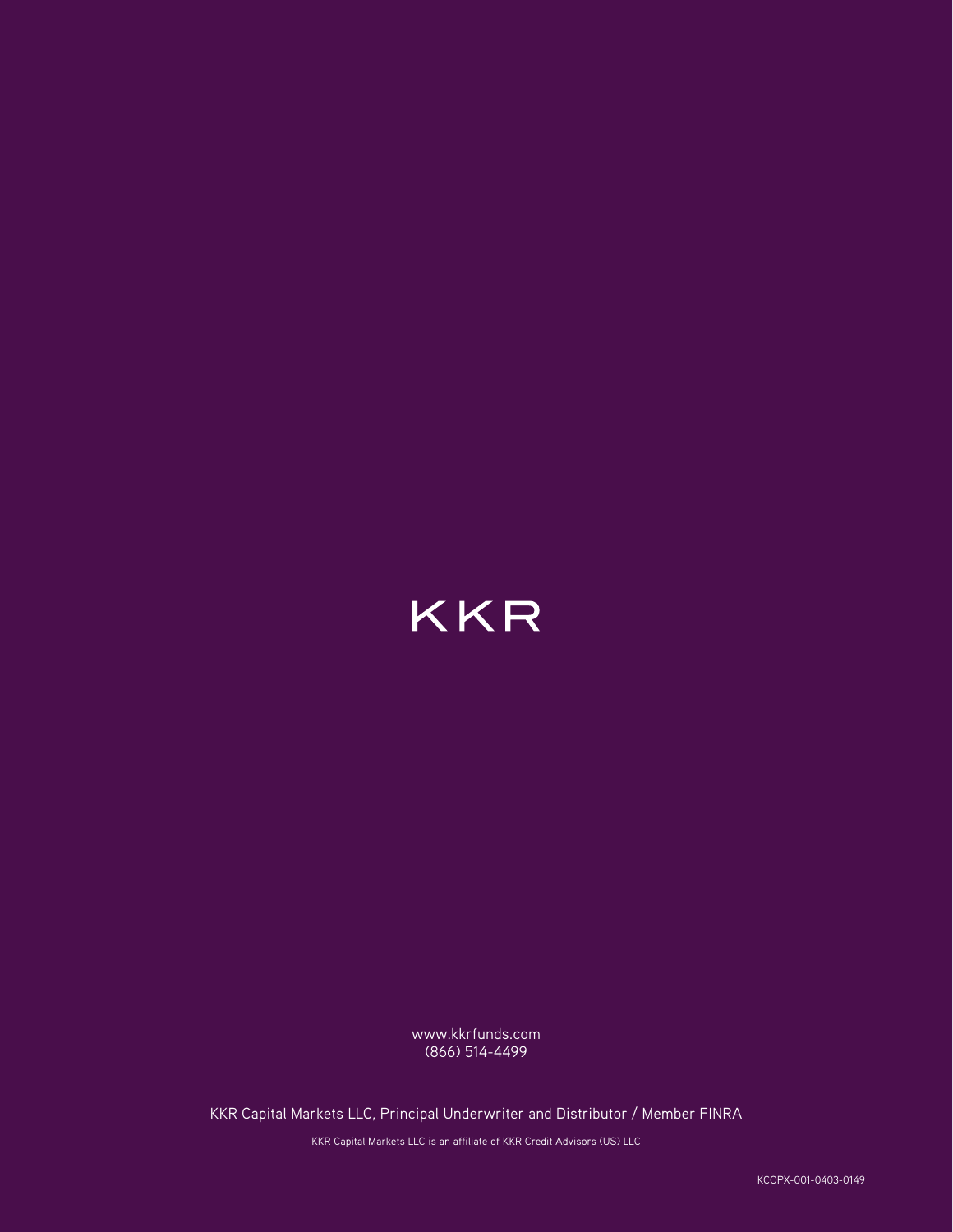KKR

www.kkrfunds.com
(866) 514-4499

KKR Capital Markets LLC, Principal Underwriter and Distributor / Member FINRA

KKR Capital Markets LLC is an affiliate of KKR Credit Advisors (US) LLC

KCOPX-001-0403-0149